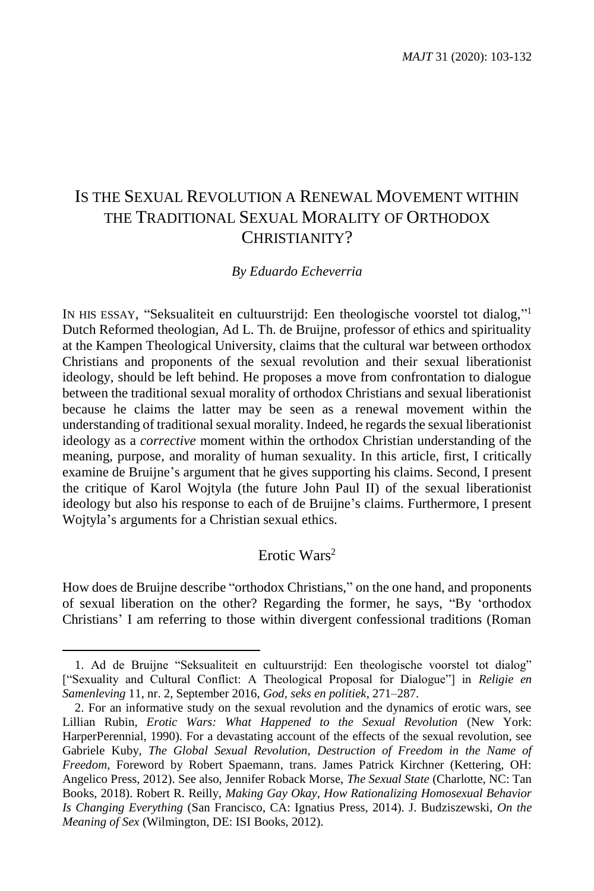# Is the Sexual Revolution a Renewal Movement within the Traditional Sexual Morality of Orthodox Christianity?

*By Eduardo Echeverria*

IN HIS ESSAY, "Seksualiteit en cultuurstrijd: Een theologische voorstel tot dialog,"[1] Dutch Reformed theologian, Ad L. Th. de Bruijne, professor of ethics and spirituality at the Kampen Theological University, claims that the cultural war between orthodox Christians and proponents of the sexual revolution and their sexual liberationist ideology, should be left behind. He proposes a move from confrontation to dialogue between the traditional sexual morality of orthodox Christians and sexual liberationist because he claims the latter may be seen as a renewal movement within the understanding of traditional sexual morality. Indeed, he regards the sexual liberationist ideology as a *corrective* moment within the orthodox Christian understanding of the meaning, purpose, and morality of human sexuality. In this article, first, I critically examine de Bruijne's argument that he gives supporting his claims. Second, I present the critique of Karol Wojtyla (the future John Paul II) of the sexual liberationist ideology but also his response to each of de Bruijne's claims. Furthermore, I present Wojtyla's arguments for a Christian sexual ethics.

## Erotic Wars[2]

How does de Bruijne describe "orthodox Christians," on the one hand, and proponents of sexual liberation on the other? Regarding the former, he says, "By 'orthodox Christians' I am referring to those within divergent confessional traditions (Roman

---

1. Ad de Bruijne "Seksualiteit en cultuurstrijd: Een theologische voorstel tot dialog" ["Sexuality and Cultural Conflict: A Theological Proposal for Dialogue"] in *Religie en Samenleving* 11, nr. 2, September 2016, *God, seks en politiek*, 271–287.

2. For an informative study on the sexual revolution and the dynamics of erotic wars, see Lillian Rubin, *Erotic Wars: What Happened to the Sexual Revolution* (New York: HarperPerennial, 1990). For a devastating account of the effects of the sexual revolution, see Gabriele Kuby, *The Global Sexual Revolution, Destruction of Freedom in the Name of Freedom*, Foreword by Robert Spaemann, trans. James Patrick Kirchner (Kettering, OH: Angelico Press, 2012). See also, Jennifer Roback Morse, *The Sexual State* (Charlotte, NC: Tan Books, 2018). Robert R. Reilly, *Making Gay Okay, How Rationalizing Homosexual Behavior Is Changing Everything* (San Francisco, CA: Ignatius Press, 2014). J. Budziszewski, *On the Meaning of Sex* (Wilmington, DE: ISI Books, 2012).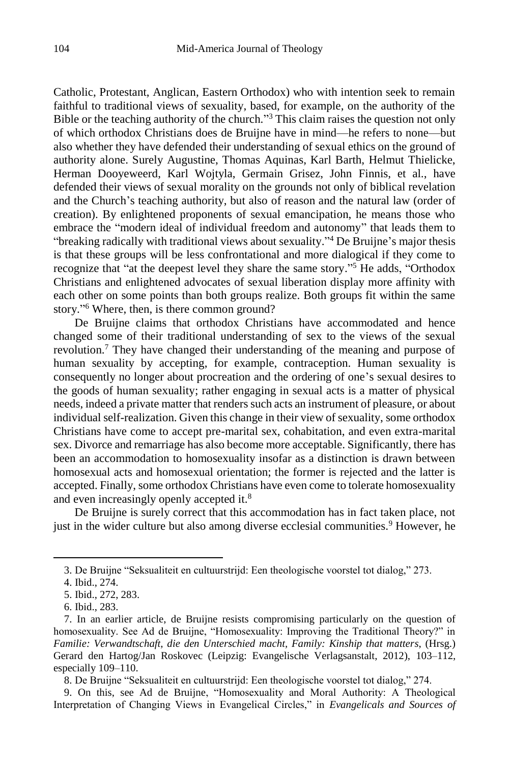Catholic, Protestant, Anglican, Eastern Orthodox) who with intention seek to remain faithful to traditional views of sexuality, based, for example, on the authority of the Bible or the teaching authority of the church."[3] This claim raises the question not only of which orthodox Christians does de Bruijne have in mind—he refers to none—but also whether they have defended their understanding of sexual ethics on the ground of authority alone. Surely Augustine, Thomas Aquinas, Karl Barth, Helmut Thielicke, Herman Dooyeweerd, Karl Wojtyla, Germain Grisez, John Finnis, et al., have defended their views of sexual morality on the grounds not only of biblical revelation and the Church's teaching authority, but also of reason and the natural law (order of creation). By enlightened proponents of sexual emancipation, he means those who embrace the "modern ideal of individual freedom and autonomy" that leads them to "breaking radically with traditional views about sexuality."[4] De Bruijne's major thesis is that these groups will be less confrontational and more dialogical if they come to recognize that "at the deepest level they share the same story."[5] He adds, "Orthodox Christians and enlightened advocates of sexual liberation display more affinity with each other on some points than both groups realize. Both groups fit within the same story."[6] Where, then, is there common ground?

De Bruijne claims that orthodox Christians have accommodated and hence changed some of their traditional understanding of sex to the views of the sexual revolution.[7] They have changed their understanding of the meaning and purpose of human sexuality by accepting, for example, contraception. Human sexuality is consequently no longer about procreation and the ordering of one's sexual desires to the goods of human sexuality; rather engaging in sexual acts is a matter of physical needs, indeed a private matter that renders such acts an instrument of pleasure, or about individual self-realization. Given this change in their view of sexuality, some orthodox Christians have come to accept pre-marital sex, cohabitation, and even extra-marital sex. Divorce and remarriage has also become more acceptable. Significantly, there has been an accommodation to homosexuality insofar as a distinction is drawn between homosexual acts and homosexual orientation; the former is rejected and the latter is accepted. Finally, some orthodox Christians have even come to tolerate homosexuality and even increasingly openly accepted it.[8]

De Bruijne is surely correct that this accommodation has in fact taken place, not just in the wider culture but also among diverse ecclesial communities.[9] However, he

---

3. De Bruijne "Seksualiteit en cultuurstrijd: Een theologische voorstel tot dialog," 273.

4. Ibid., 274.

5. Ibid., 272, 283.

6. Ibid., 283.

7. In an earlier article, de Bruijne resists compromising particularly on the question of homosexuality. See Ad de Bruijne, "Homosexuality: Improving the Traditional Theory?" in *Familie: Verwandtschaft, die den Unterschied macht, Family: Kinship that matters*, (Hrsg.) Gerard den Hartog/Jan Roskovec (Leipzig: Evangelische Verlagsanstalt, 2012), 103–112, especially 109–110.

8. De Bruijne "Seksualiteit en cultuurstrijd: Een theologische voorstel tot dialog," 274.

9. On this, see Ad de Bruijne, "Homosexuality and Moral Authority: A Theological Interpretation of Changing Views in Evangelical Circles," in *Evangelicals and Sources of*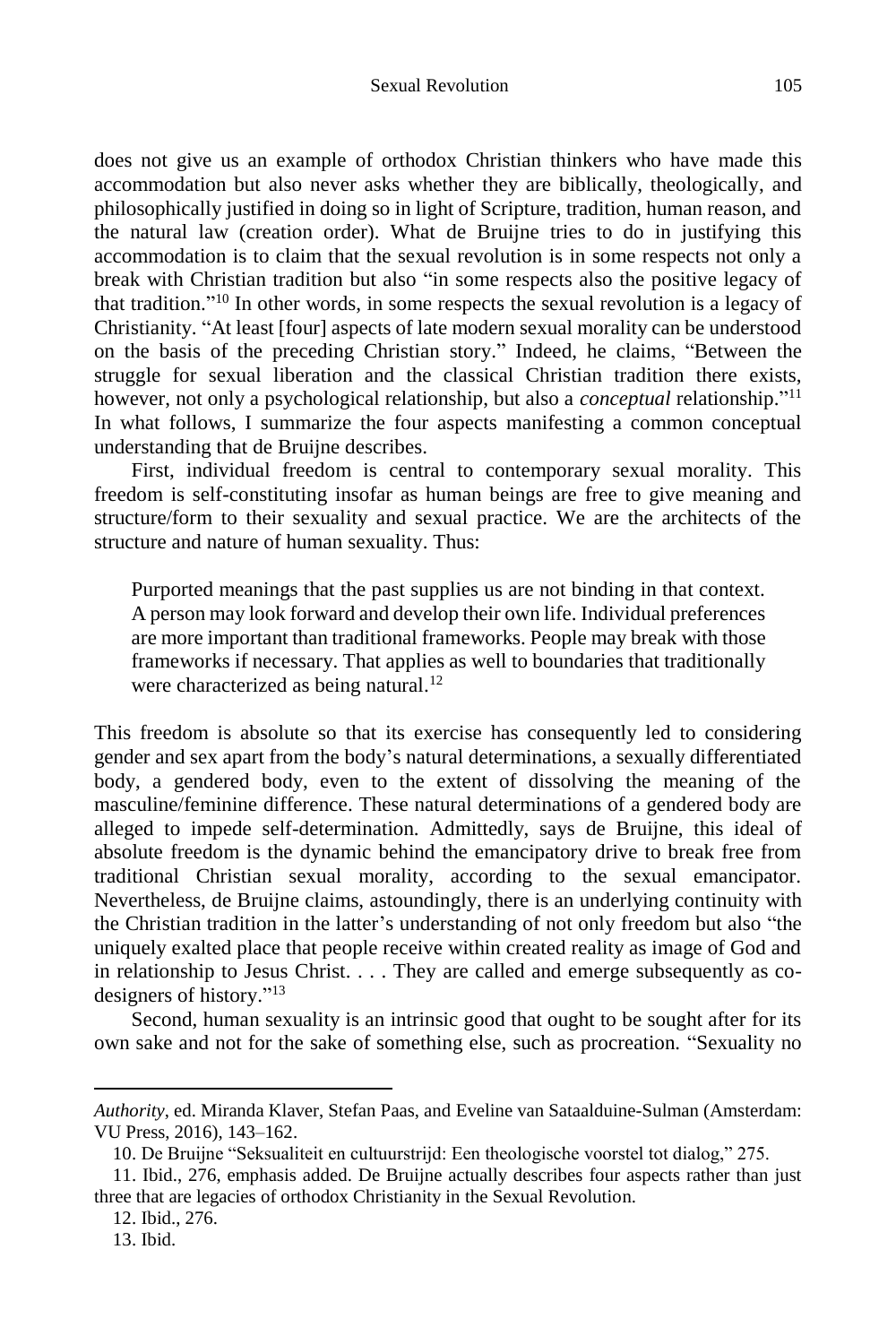does not give us an example of orthodox Christian thinkers who have made this accommodation but also never asks whether they are biblically, theologically, and philosophically justified in doing so in light of Scripture, tradition, human reason, and the natural law (creation order). What de Bruijne tries to do in justifying this accommodation is to claim that the sexual revolution is in some respects not only a break with Christian tradition but also "in some respects also the positive legacy of that tradition."[10] In other words, in some respects the sexual revolution is a legacy of Christianity. "At least [four] aspects of late modern sexual morality can be understood on the basis of the preceding Christian story." Indeed, he claims, "Between the struggle for sexual liberation and the classical Christian tradition there exists, however, not only a psychological relationship, but also a *conceptual* relationship."[11] In what follows, I summarize the four aspects manifesting a common conceptual understanding that de Bruijne describes.

First, individual freedom is central to contemporary sexual morality. This freedom is self-constituting insofar as human beings are free to give meaning and structure/form to their sexuality and sexual practice. We are the architects of the structure and nature of human sexuality. Thus:

> Purported meanings that the past supplies us are not binding in that context. A person may look forward and develop their own life. Individual preferences are more important than traditional frameworks. People may break with those frameworks if necessary. That applies as well to boundaries that traditionally were characterized as being natural.[12]

This freedom is absolute so that its exercise has consequently led to considering gender and sex apart from the body's natural determinations, a sexually differentiated body, a gendered body, even to the extent of dissolving the meaning of the masculine/feminine difference. These natural determinations of a gendered body are alleged to impede self-determination. Admittedly, says de Bruijne, this ideal of absolute freedom is the dynamic behind the emancipatory drive to break free from traditional Christian sexual morality, according to the sexual emancipator. Nevertheless, de Bruijne claims, astoundingly, there is an underlying continuity with the Christian tradition in the latter's understanding of not only freedom but also "the uniquely exalted place that people receive within created reality as image of God and in relationship to Jesus Christ. . . . They are called and emerge subsequently as co-designers of history."[13]

Second, human sexuality is an intrinsic good that ought to be sought after for its own sake and not for the sake of something else, such as procreation. "Sexuality no

---

*Authority*, ed. Miranda Klaver, Stefan Paas, and Eveline van Sataalduine-Sulman (Amsterdam: VU Press, 2016), 143–162.

10. De Bruijne "Seksualiteit en cultuurstrijd: Een theologische voorstel tot dialog," 275.

11. Ibid., 276, emphasis added. De Bruijne actually describes four aspects rather than just three that are legacies of orthodox Christianity in the Sexual Revolution.

12. Ibid., 276.

13. Ibid.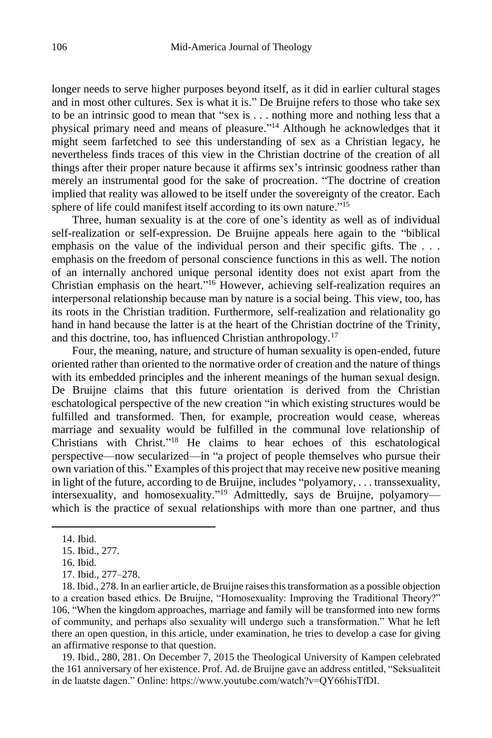longer needs to serve higher purposes beyond itself, as it did in earlier cultural stages and in most other cultures. Sex is what it is." De Bruijne refers to those who take sex to be an intrinsic good to mean that "sex is . . . nothing more and nothing less that a physical primary need and means of pleasure."[14] Although he acknowledges that it might seem farfetched to see this understanding of sex as a Christian legacy, he nevertheless finds traces of this view in the Christian doctrine of the creation of all things after their proper nature because it affirms sex's intrinsic goodness rather than merely an instrumental good for the sake of procreation. "The doctrine of creation implied that reality was allowed to be itself under the sovereignty of the creator. Each sphere of life could manifest itself according to its own nature."[15]

Three, human sexuality is at the core of one's identity as well as of individual self-realization or self-expression. De Bruijne appeals here again to the "biblical emphasis on the value of the individual person and their specific gifts. The . . . emphasis on the freedom of personal conscience functions in this as well. The notion of an internally anchored unique personal identity does not exist apart from the Christian emphasis on the heart."[16] However, achieving self-realization requires an interpersonal relationship because man by nature is a social being. This view, too, has its roots in the Christian tradition. Furthermore, self-realization and relationality go hand in hand because the latter is at the heart of the Christian doctrine of the Trinity, and this doctrine, too, has influenced Christian anthropology.[17]

Four, the meaning, nature, and structure of human sexuality is open-ended, future oriented rather than oriented to the normative order of creation and the nature of things with its embedded principles and the inherent meanings of the human sexual design. De Bruijne claims that this future orientation is derived from the Christian eschatological perspective of the new creation "in which existing structures would be fulfilled and transformed. Then, for example, procreation would cease, whereas marriage and sexuality would be fulfilled in the communal love relationship of Christians with Christ."[18] He claims to hear echoes of this eschatological perspective—now secularized—in "a project of people themselves who pursue their own variation of this." Examples of this project that may receive new positive meaning in light of the future, according to de Bruijne, includes "polyamory, . . . transsexuality, intersexuality, and homosexuality."[19] Admittedly, says de Bruijne, polyamory—which is the practice of sexual relationships with more than one partner, and thus

---

14. Ibid.

15. Ibid., 277.

16. Ibid.

17. Ibid., 277–278.

18. Ibid., 278. In an earlier article, de Bruijne raises this transformation as a possible objection to a creation based ethics. De Bruijne, "Homosexuality: Improving the Traditional Theory?" 106, "When the kingdom approaches, marriage and family will be transformed into new forms of community, and perhaps also sexuality will undergo such a transformation." What he left there an open question, in this article, under examination, he tries to develop a case for giving an affirmative response to that question.

19. Ibid., 280, 281. On December 7, 2015 the Theological University of Kampen celebrated the 161 anniversary of her existence. Prof. Ad. de Bruijne gave an address entitled, "Seksualiteit in de laatste dagen." Online: https://www.youtube.com/watch?v=QY66hisTfDI.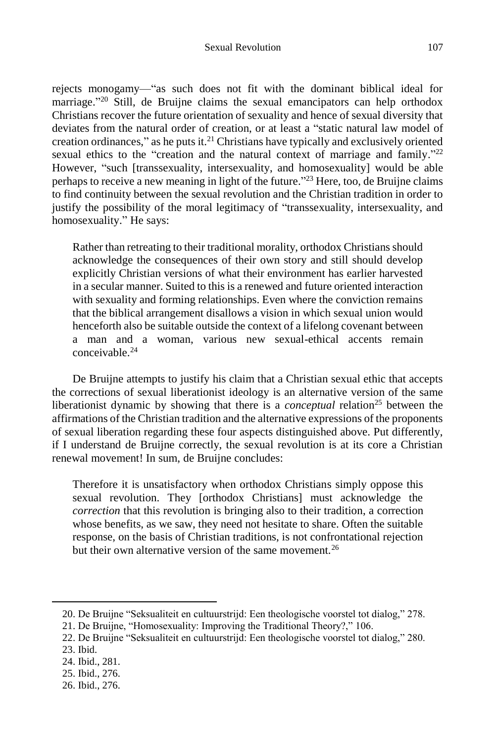rejects monogamy—"as such does not fit with the dominant biblical ideal for marriage."[20] Still, de Bruijne claims the sexual emancipators can help orthodox Christians recover the future orientation of sexuality and hence of sexual diversity that deviates from the natural order of creation, or at least a "static natural law model of creation ordinances," as he puts it.[21] Christians have typically and exclusively oriented sexual ethics to the "creation and the natural context of marriage and family."[22] However, "such [transsexuality, intersexuality, and homosexuality] would be able perhaps to receive a new meaning in light of the future."[23] Here, too, de Bruijne claims to find continuity between the sexual revolution and the Christian tradition in order to justify the possibility of the moral legitimacy of "transsexuality, intersexuality, and homosexuality." He says:

> Rather than retreating to their traditional morality, orthodox Christians should acknowledge the consequences of their own story and still should develop explicitly Christian versions of what their environment has earlier harvested in a secular manner. Suited to this is a renewed and future oriented interaction with sexuality and forming relationships. Even where the conviction remains that the biblical arrangement disallows a vision in which sexual union would henceforth also be suitable outside the context of a lifelong covenant between a man and a woman, various new sexual-ethical accents remain conceivable.[24]

De Bruijne attempts to justify his claim that a Christian sexual ethic that accepts the corrections of sexual liberationist ideology is an alternative version of the same liberationist dynamic by showing that there is a *conceptual* relation[25] between the affirmations of the Christian tradition and the alternative expressions of the proponents of sexual liberation regarding these four aspects distinguished above. Put differently, if I understand de Bruijne correctly, the sexual revolution is at its core a Christian renewal movement! In sum, de Bruijne concludes:

> Therefore it is unsatisfactory when orthodox Christians simply oppose this sexual revolution. They [orthodox Christians] must acknowledge the *correction* that this revolution is bringing also to their tradition, a correction whose benefits, as we saw, they need not hesitate to share. Often the suitable response, on the basis of Christian traditions, is not confrontational rejection but their own alternative version of the same movement.[26]

---

20. De Bruijne "Seksualiteit en cultuurstrijd: Een theologische voorstel tot dialog," 278.
21. De Bruijne, "Homosexuality: Improving the Traditional Theory?," 106.
22. De Bruijne "Seksualiteit en cultuurstrijd: Een theologische voorstel tot dialog," 280.
23. Ibid.
24. Ibid., 281.
25. Ibid., 276.
26. Ibid., 276.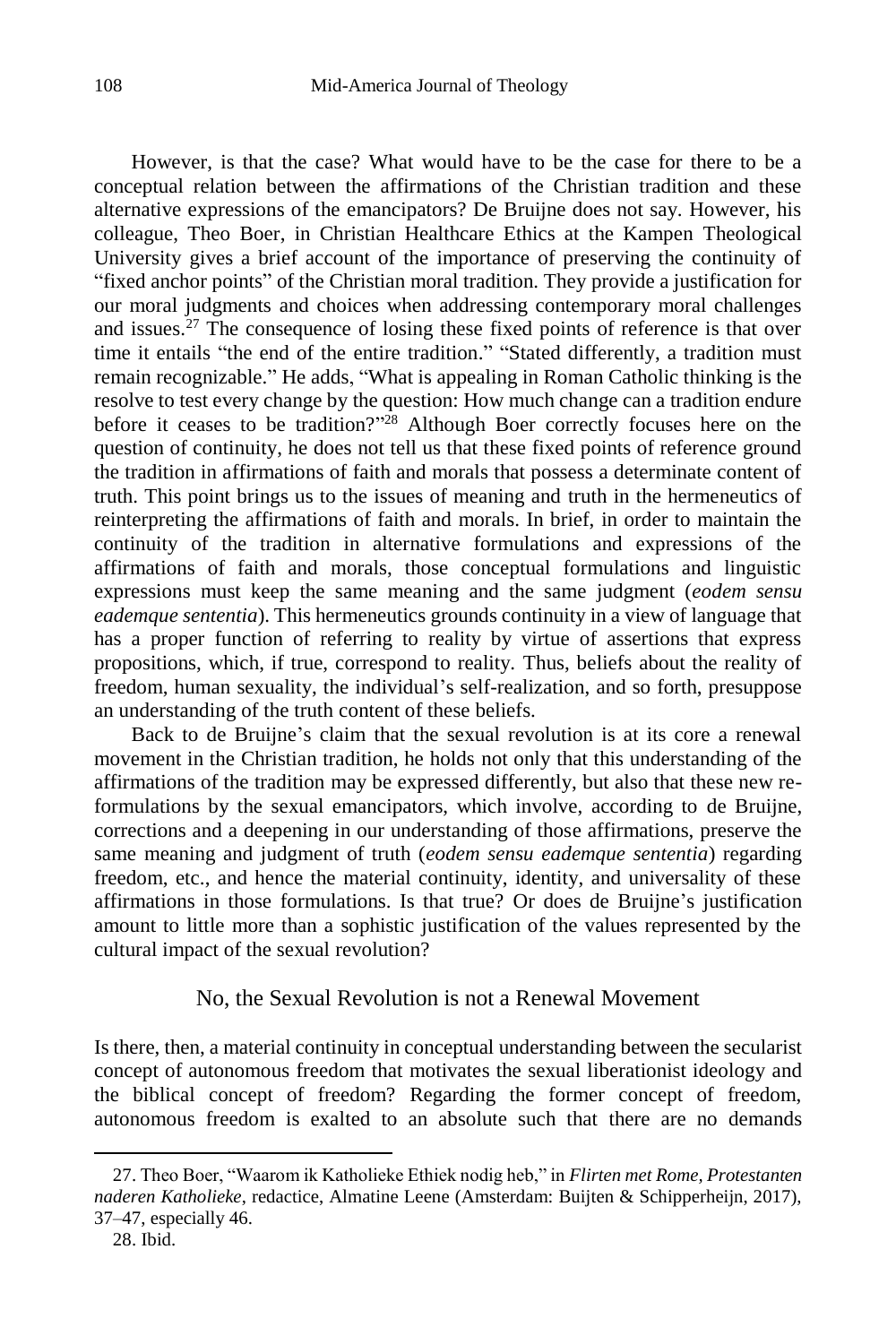However, is that the case? What would have to be the case for there to be a conceptual relation between the affirmations of the Christian tradition and these alternative expressions of the emancipators? De Bruijne does not say. However, his colleague, Theo Boer, in Christian Healthcare Ethics at the Kampen Theological University gives a brief account of the importance of preserving the continuity of "fixed anchor points" of the Christian moral tradition. They provide a justification for our moral judgments and choices when addressing contemporary moral challenges and issues.[27] The consequence of losing these fixed points of reference is that over time it entails "the end of the entire tradition." "Stated differently, a tradition must remain recognizable." He adds, "What is appealing in Roman Catholic thinking is the resolve to test every change by the question: How much change can a tradition endure before it ceases to be tradition?"[28] Although Boer correctly focuses here on the question of continuity, he does not tell us that these fixed points of reference ground the tradition in affirmations of faith and morals that possess a determinate content of truth. This point brings us to the issues of meaning and truth in the hermeneutics of reinterpreting the affirmations of faith and morals. In brief, in order to maintain the continuity of the tradition in alternative formulations and expressions of the affirmations of faith and morals, those conceptual formulations and linguistic expressions must keep the same meaning and the same judgment (*eodem sensu eademque sententia*). This hermeneutics grounds continuity in a view of language that has a proper function of referring to reality by virtue of assertions that express propositions, which, if true, correspond to reality. Thus, beliefs about the reality of freedom, human sexuality, the individual's self-realization, and so forth, presuppose an understanding of the truth content of these beliefs.

Back to de Bruijne's claim that the sexual revolution is at its core a renewal movement in the Christian tradition, he holds not only that this understanding of the affirmations of the tradition may be expressed differently, but also that these new re-formulations by the sexual emancipators, which involve, according to de Bruijne, corrections and a deepening in our understanding of those affirmations, preserve the same meaning and judgment of truth (*eodem sensu eademque sententia*) regarding freedom, etc., and hence the material continuity, identity, and universality of these affirmations in those formulations. Is that true? Or does de Bruijne's justification amount to little more than a sophistic justification of the values represented by the cultural impact of the sexual revolution?

## No, the Sexual Revolution is not a Renewal Movement

Is there, then, a material continuity in conceptual understanding between the secularist concept of autonomous freedom that motivates the sexual liberationist ideology and the biblical concept of freedom? Regarding the former concept of freedom, autonomous freedom is exalted to an absolute such that there are no demands

---

27. Theo Boer, "Waarom ik Katholieke Ethiek nodig heb," in *Flirten met Rome, Protestanten naderen Katholieke*, redactice, Almatine Leene (Amsterdam: Buijten & Schipperheijn, 2017), 37–47, especially 46.

28. Ibid.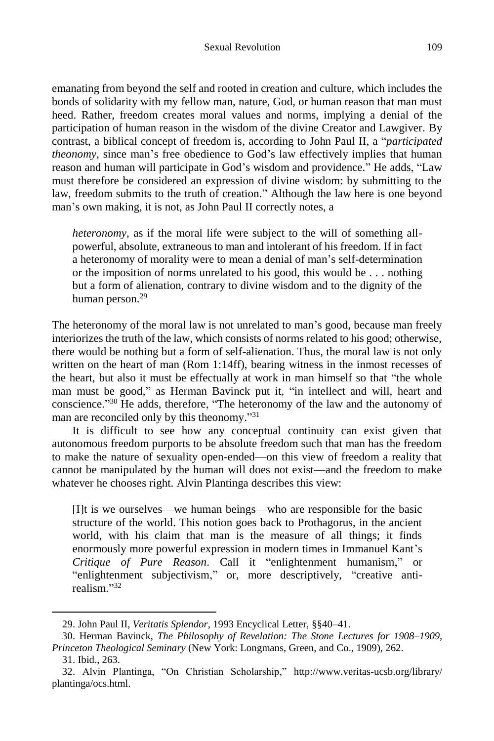emanating from beyond the self and rooted in creation and culture, which includes the bonds of solidarity with my fellow man, nature, God, or human reason that man must heed. Rather, freedom creates moral values and norms, implying a denial of the participation of human reason in the wisdom of the divine Creator and Lawgiver. By contrast, a biblical concept of freedom is, according to John Paul II, a "*participated theonomy*, since man's free obedience to God's law effectively implies that human reason and human will participate in God's wisdom and providence." He adds, "Law must therefore be considered an expression of divine wisdom: by submitting to the law, freedom submits to the truth of creation." Although the law here is one beyond man's own making, it is not, as John Paul II correctly notes, a

> *heteronomy*, as if the moral life were subject to the will of something all-powerful, absolute, extraneous to man and intolerant of his freedom. If in fact a heteronomy of morality were to mean a denial of man's self-determination or the imposition of norms unrelated to his good, this would be . . . nothing but a form of alienation, contrary to divine wisdom and to the dignity of the human person.[29]

The heteronomy of the moral law is not unrelated to man's good, because man freely interiorizes the truth of the law, which consists of norms related to his good; otherwise, there would be nothing but a form of self-alienation. Thus, the moral law is not only written on the heart of man (Rom 1:14ff), bearing witness in the inmost recesses of the heart, but also it must be effectually at work in man himself so that "the whole man must be good," as Herman Bavinck put it, "in intellect and will, heart and conscience."[30] He adds, therefore, "The heteronomy of the law and the autonomy of man are reconciled only by this theonomy."[31]

It is difficult to see how any conceptual continuity can exist given that autonomous freedom purports to be absolute freedom such that man has the freedom to make the nature of sexuality open-ended—on this view of freedom a reality that cannot be manipulated by the human will does not exist—and the freedom to make whatever he chooses right. Alvin Plantinga describes this view:

> [I]t is we ourselves—we human beings—who are responsible for the basic structure of the world. This notion goes back to Prothagorus, in the ancient world, with his claim that man is the measure of all things; it finds enormously more powerful expression in modern times in Immanuel Kant's *Critique of Pure Reason*. Call it "enlightenment humanism," or "enlightenment subjectivism," or, more descriptively, "creative anti-realism."[32]

---

29. John Paul II, *Veritatis Splendor*, 1993 Encyclical Letter, §§40–41.

30. Herman Bavinck, *The Philosophy of Revelation: The Stone Lectures for 1908–1909, Princeton Theological Seminary* (New York: Longmans, Green, and Co., 1909), 262.

31. Ibid., 263.

32. Alvin Plantinga, "On Christian Scholarship," http://www.veritas-ucsb.org/library/plantinga/ocs.html.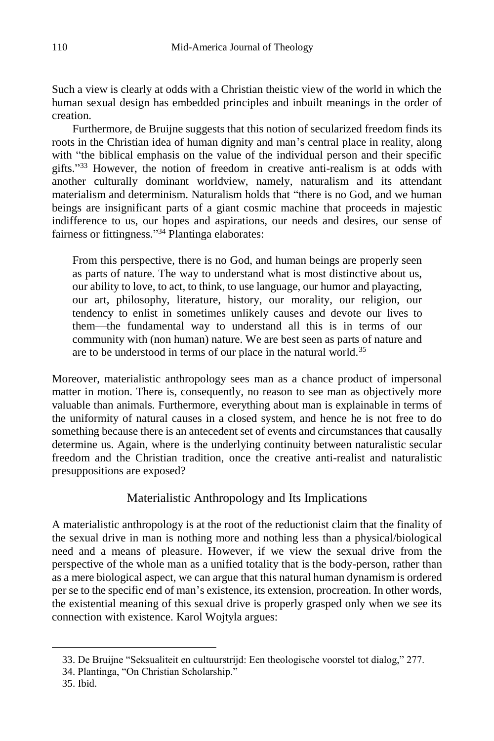Such a view is clearly at odds with a Christian theistic view of the world in which the human sexual design has embedded principles and inbuilt meanings in the order of creation.

Furthermore, de Bruijne suggests that this notion of secularized freedom finds its roots in the Christian idea of human dignity and man's central place in reality, along with "the biblical emphasis on the value of the individual person and their specific gifts."[33] However, the notion of freedom in creative anti-realism is at odds with another culturally dominant worldview, namely, naturalism and its attendant materialism and determinism. Naturalism holds that "there is no God, and we human beings are insignificant parts of a giant cosmic machine that proceeds in majestic indifference to us, our hopes and aspirations, our needs and desires, our sense of fairness or fittingness."[34] Plantinga elaborates:

> From this perspective, there is no God, and human beings are properly seen as parts of nature. The way to understand what is most distinctive about us, our ability to love, to act, to think, to use language, our humor and playacting, our art, philosophy, literature, history, our morality, our religion, our tendency to enlist in sometimes unlikely causes and devote our lives to them—the fundamental way to understand all this is in terms of our community with (non human) nature. We are best seen as parts of nature and are to be understood in terms of our place in the natural world.[35]

Moreover, materialistic anthropology sees man as a chance product of impersonal matter in motion. There is, consequently, no reason to see man as objectively more valuable than animals. Furthermore, everything about man is explainable in terms of the uniformity of natural causes in a closed system, and hence he is not free to do something because there is an antecedent set of events and circumstances that causally determine us. Again, where is the underlying continuity between naturalistic secular freedom and the Christian tradition, once the creative anti-realist and naturalistic presuppositions are exposed?

## Materialistic Anthropology and Its Implications

A materialistic anthropology is at the root of the reductionist claim that the finality of the sexual drive in man is nothing more and nothing less than a physical/biological need and a means of pleasure. However, if we view the sexual drive from the perspective of the whole man as a unified totality that is the body-person, rather than as a mere biological aspect, we can argue that this natural human dynamism is ordered per se to the specific end of man's existence, its extension, procreation. In other words, the existential meaning of this sexual drive is properly grasped only when we see its connection with existence. Karol Wojtyla argues:

---

33. De Bruijne "Seksualiteit en cultuurstrijd: Een theologische voorstel tot dialog," 277.

34. Plantinga, "On Christian Scholarship."

35. Ibid.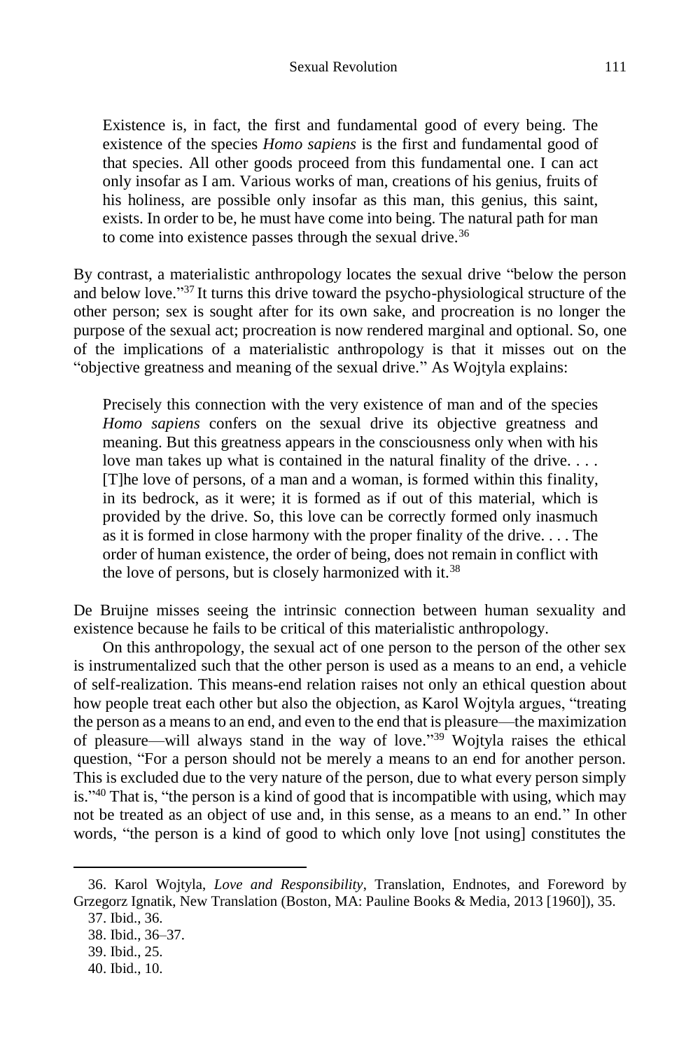> Existence is, in fact, the first and fundamental good of every being. The existence of the species *Homo sapiens* is the first and fundamental good of that species. All other goods proceed from this fundamental one. I can act only insofar as I am. Various works of man, creations of his genius, fruits of his holiness, are possible only insofar as this man, this genius, this saint, exists. In order to be, he must have come into being. The natural path for man to come into existence passes through the sexual drive.[36]

By contrast, a materialistic anthropology locates the sexual drive "below the person and below love."[37] It turns this drive toward the psycho-physiological structure of the other person; sex is sought after for its own sake, and procreation is no longer the purpose of the sexual act; procreation is now rendered marginal and optional. So, one of the implications of a materialistic anthropology is that it misses out on the "objective greatness and meaning of the sexual drive." As Wojtyla explains:

> Precisely this connection with the very existence of man and of the species *Homo sapiens* confers on the sexual drive its objective greatness and meaning. But this greatness appears in the consciousness only when with his love man takes up what is contained in the natural finality of the drive. . . . [T]he love of persons, of a man and a woman, is formed within this finality, in its bedrock, as it were; it is formed as if out of this material, which is provided by the drive. So, this love can be correctly formed only inasmuch as it is formed in close harmony with the proper finality of the drive. . . . The order of human existence, the order of being, does not remain in conflict with the love of persons, but is closely harmonized with it.[38]

De Bruijne misses seeing the intrinsic connection between human sexuality and existence because he fails to be critical of this materialistic anthropology.

On this anthropology, the sexual act of one person to the person of the other sex is instrumentalized such that the other person is used as a means to an end, a vehicle of self-realization. This means-end relation raises not only an ethical question about how people treat each other but also the objection, as Karol Wojtyla argues, "treating the person as a means to an end, and even to the end that is pleasure—the maximization of pleasure—will always stand in the way of love."[39] Wojtyla raises the ethical question, "For a person should not be merely a means to an end for another person. This is excluded due to the very nature of the person, due to what every person simply is."[40] That is, "the person is a kind of good that is incompatible with using, which may not be treated as an object of use and, in this sense, as a means to an end." In other words, "the person is a kind of good to which only love [not using] constitutes the

---

36. Karol Wojtyla, *Love and Responsibility*, Translation, Endnotes, and Foreword by Grzegorz Ignatik, New Translation (Boston, MA: Pauline Books & Media, 2013 [1960]), 35.

37. Ibid., 36.

38. Ibid., 36–37.

39. Ibid., 25.

40. Ibid., 10.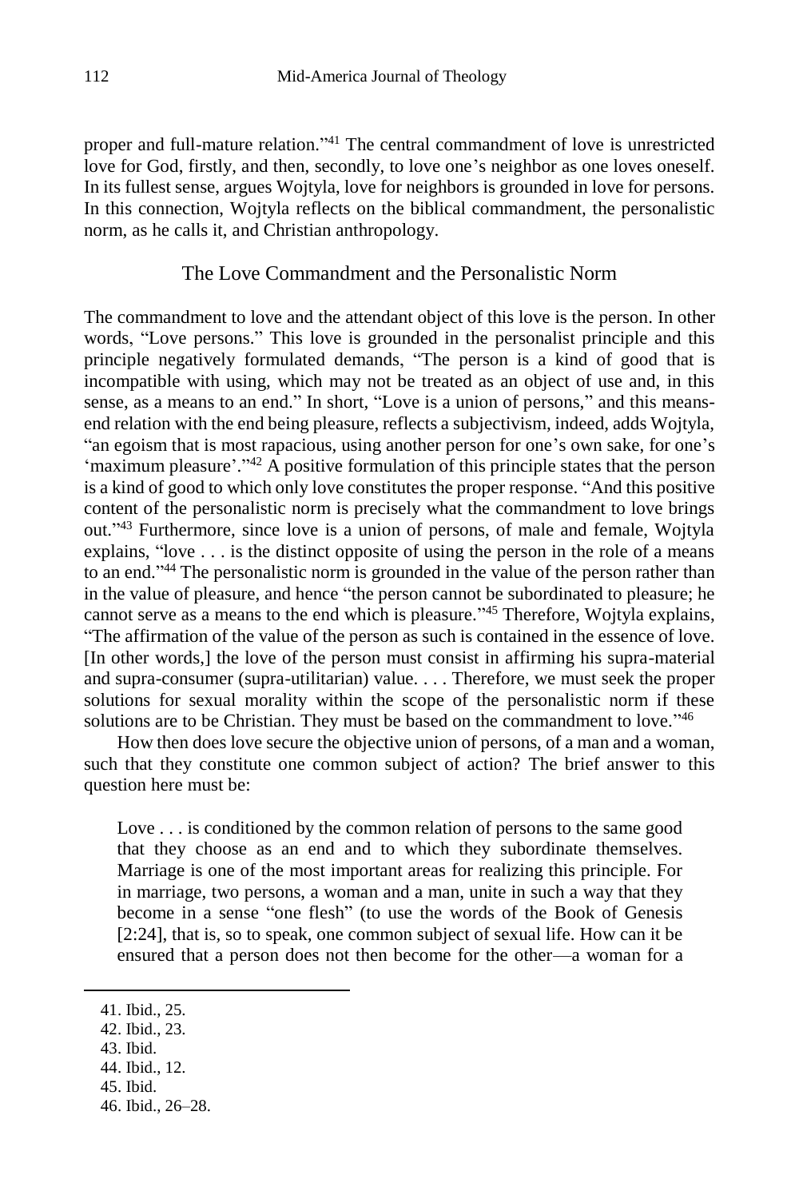proper and full-mature relation."[41] The central commandment of love is unrestricted love for God, firstly, and then, secondly, to love one's neighbor as one loves oneself. In its fullest sense, argues Wojtyla, love for neighbors is grounded in love for persons. In this connection, Wojtyla reflects on the biblical commandment, the personalistic norm, as he calls it, and Christian anthropology.

## The Love Commandment and the Personalistic Norm

The commandment to love and the attendant object of this love is the person. In other words, "Love persons." This love is grounded in the personalist principle and this principle negatively formulated demands, "The person is a kind of good that is incompatible with using, which may not be treated as an object of use and, in this sense, as a means to an end." In short, "Love is a union of persons," and this means-end relation with the end being pleasure, reflects a subjectivism, indeed, adds Wojtyla, "an egoism that is most rapacious, using another person for one's own sake, for one's 'maximum pleasure'."[42] A positive formulation of this principle states that the person is a kind of good to which only love constitutes the proper response. "And this positive content of the personalistic norm is precisely what the commandment to love brings out."[43] Furthermore, since love is a union of persons, of male and female, Wojtyla explains, "love . . . is the distinct opposite of using the person in the role of a means to an end."[44] The personalistic norm is grounded in the value of the person rather than in the value of pleasure, and hence "the person cannot be subordinated to pleasure; he cannot serve as a means to the end which is pleasure."[45] Therefore, Wojtyla explains, "The affirmation of the value of the person as such is contained in the essence of love. [In other words,] the love of the person must consist in affirming his supra-material and supra-consumer (supra-utilitarian) value. . . . Therefore, we must seek the proper solutions for sexual morality within the scope of the personalistic norm if these solutions are to be Christian. They must be based on the commandment to love."[46]

How then does love secure the objective union of persons, of a man and a woman, such that they constitute one common subject of action? The brief answer to this question here must be:

> Love . . . is conditioned by the common relation of persons to the same good that they choose as an end and to which they subordinate themselves. Marriage is one of the most important areas for realizing this principle. For in marriage, two persons, a woman and a man, unite in such a way that they become in a sense "one flesh" (to use the words of the Book of Genesis [2:24], that is, so to speak, one common subject of sexual life. How can it be ensured that a person does not then become for the other—a woman for a

41. Ibid., 25.
42. Ibid., 23.
43. Ibid.
44. Ibid., 12.
45. Ibid.
46. Ibid., 26–28.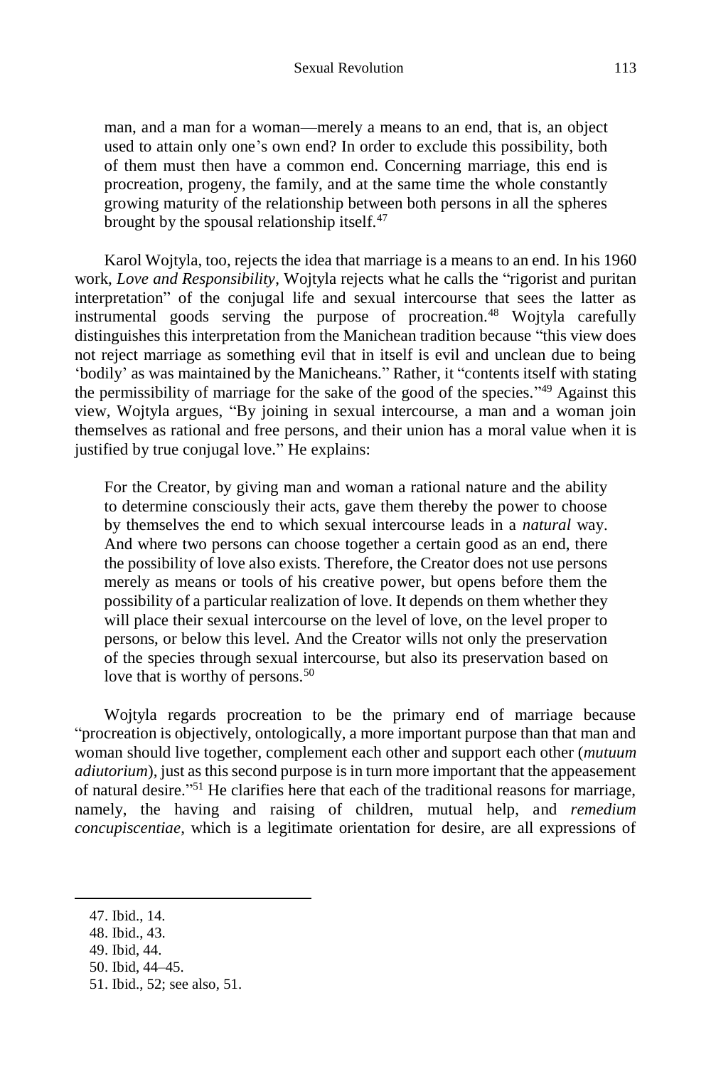man, and a man for a woman—merely a means to an end, that is, an object used to attain only one's own end? In order to exclude this possibility, both of them must then have a common end. Concerning marriage, this end is procreation, progeny, the family, and at the same time the whole constantly growing maturity of the relationship between both persons in all the spheres brought by the spousal relationship itself.[47]

Karol Wojtyla, too, rejects the idea that marriage is a means to an end. In his 1960 work, *Love and Responsibility*, Wojtyla rejects what he calls the "rigorist and puritan interpretation" of the conjugal life and sexual intercourse that sees the latter as instrumental goods serving the purpose of procreation.[48] Wojtyla carefully distinguishes this interpretation from the Manichean tradition because "this view does not reject marriage as something evil that in itself is evil and unclean due to being 'bodily' as was maintained by the Manicheans." Rather, it "contents itself with stating the permissibility of marriage for the sake of the good of the species."[49] Against this view, Wojtyla argues, "By joining in sexual intercourse, a man and a woman join themselves as rational and free persons, and their union has a moral value when it is justified by true conjugal love." He explains:

> For the Creator, by giving man and woman a rational nature and the ability to determine consciously their acts, gave them thereby the power to choose by themselves the end to which sexual intercourse leads in a *natural* way. And where two persons can choose together a certain good as an end, there the possibility of love also exists. Therefore, the Creator does not use persons merely as means or tools of his creative power, but opens before them the possibility of a particular realization of love. It depends on them whether they will place their sexual intercourse on the level of love, on the level proper to persons, or below this level. And the Creator wills not only the preservation of the species through sexual intercourse, but also its preservation based on love that is worthy of persons.[50]

Wojtyla regards procreation to be the primary end of marriage because "procreation is objectively, ontologically, a more important purpose than that man and woman should live together, complement each other and support each other (*mutuum adiutorium*), just as this second purpose is in turn more important that the appeasement of natural desire."[51] He clarifies here that each of the traditional reasons for marriage, namely, the having and raising of children, mutual help, and *remedium concupiscentiae*, which is a legitimate orientation for desire, are all expressions of

---

47. Ibid., 14.
48. Ibid., 43.
49. Ibid, 44.
50. Ibid, 44–45.
51. Ibid., 52; see also, 51.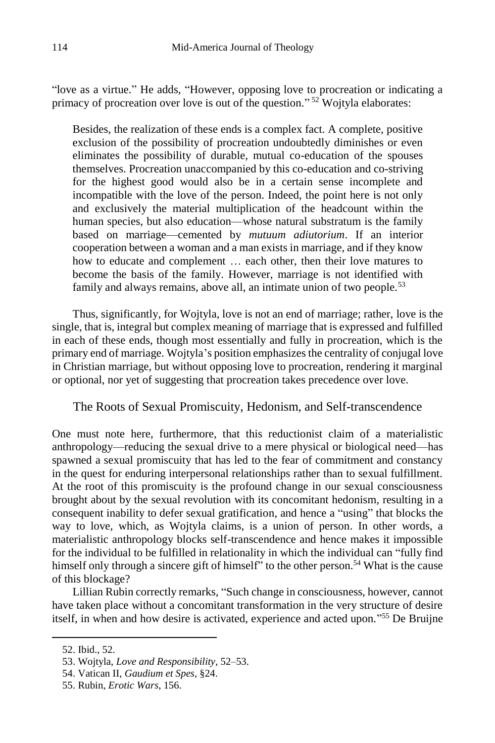"love as a virtue." He adds, "However, opposing love to procreation or indicating a primacy of procreation over love is out of the question." [52] Wojtyla elaborates:

> Besides, the realization of these ends is a complex fact. A complete, positive exclusion of the possibility of procreation undoubtedly diminishes or even eliminates the possibility of durable, mutual co-education of the spouses themselves. Procreation unaccompanied by this co-education and co-striving for the highest good would also be in a certain sense incomplete and incompatible with the love of the person. Indeed, the point here is not only and exclusively the material multiplication of the headcount within the human species, but also education—whose natural substratum is the family based on marriage—cemented by *mutuum adiutorium*. If an interior cooperation between a woman and a man exists in marriage, and if they know how to educate and complement … each other, then their love matures to become the basis of the family. However, marriage is not identified with family and always remains, above all, an intimate union of two people.[53]

Thus, significantly, for Wojtyla, love is not an end of marriage; rather, love is the single, that is, integral but complex meaning of marriage that is expressed and fulfilled in each of these ends, though most essentially and fully in procreation, which is the primary end of marriage. Wojtyla's position emphasizes the centrality of conjugal love in Christian marriage, but without opposing love to procreation, rendering it marginal or optional, nor yet of suggesting that procreation takes precedence over love.

## The Roots of Sexual Promiscuity, Hedonism, and Self-transcendence

One must note here, furthermore, that this reductionist claim of a materialistic anthropology—reducing the sexual drive to a mere physical or biological need—has spawned a sexual promiscuity that has led to the fear of commitment and constancy in the quest for enduring interpersonal relationships rather than to sexual fulfillment. At the root of this promiscuity is the profound change in our sexual consciousness brought about by the sexual revolution with its concomitant hedonism, resulting in a consequent inability to defer sexual gratification, and hence a "using" that blocks the way to love, which, as Wojtyla claims, is a union of person. In other words, a materialistic anthropology blocks self-transcendence and hence makes it impossible for the individual to be fulfilled in relationality in which the individual can "fully find himself only through a sincere gift of himself" to the other person.[54] What is the cause of this blockage?

Lillian Rubin correctly remarks, "Such change in consciousness, however, cannot have taken place without a concomitant transformation in the very structure of desire itself, in when and how desire is activated, experience and acted upon."[55] De Bruijne

---

52. Ibid., 52.
53. Wojtyla, *Love and Responsibility*, 52–53.
54. Vatican II, *Gaudium et Spes*, §24.
55. Rubin, *Erotic Wars*, 156.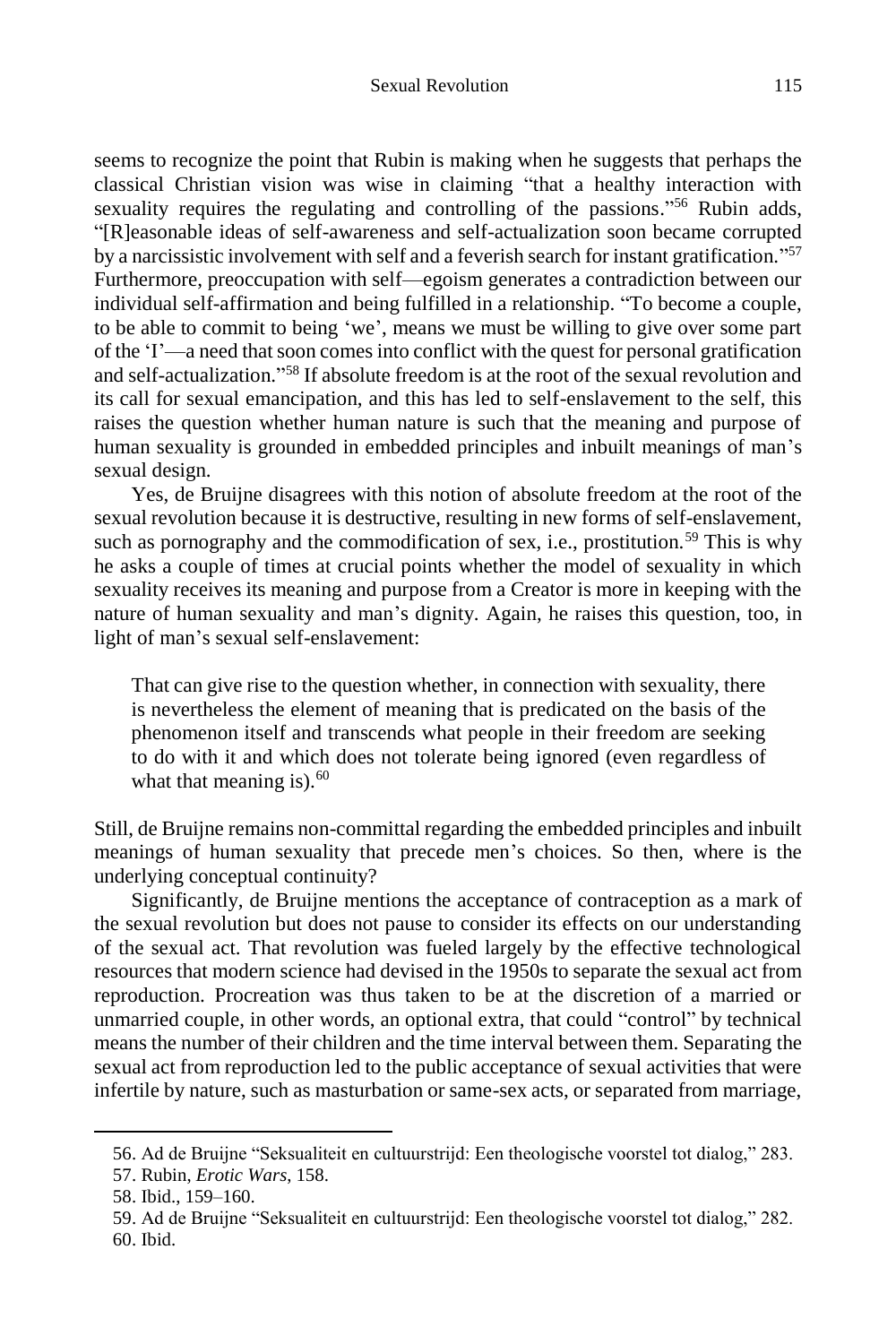seems to recognize the point that Rubin is making when he suggests that perhaps the classical Christian vision was wise in claiming "that a healthy interaction with sexuality requires the regulating and controlling of the passions."[56] Rubin adds, "[R]easonable ideas of self-awareness and self-actualization soon became corrupted by a narcissistic involvement with self and a feverish search for instant gratification."[57] Furthermore, preoccupation with self—egoism generates a contradiction between our individual self-affirmation and being fulfilled in a relationship. "To become a couple, to be able to commit to being 'we', means we must be willing to give over some part of the 'I'—a need that soon comes into conflict with the quest for personal gratification and self-actualization."[58] If absolute freedom is at the root of the sexual revolution and its call for sexual emancipation, and this has led to self-enslavement to the self, this raises the question whether human nature is such that the meaning and purpose of human sexuality is grounded in embedded principles and inbuilt meanings of man's sexual design.

Yes, de Bruijne disagrees with this notion of absolute freedom at the root of the sexual revolution because it is destructive, resulting in new forms of self-enslavement, such as pornography and the commodification of sex, i.e., prostitution.[59] This is why he asks a couple of times at crucial points whether the model of sexuality in which sexuality receives its meaning and purpose from a Creator is more in keeping with the nature of human sexuality and man's dignity. Again, he raises this question, too, in light of man's sexual self-enslavement:

> That can give rise to the question whether, in connection with sexuality, there is nevertheless the element of meaning that is predicated on the basis of the phenomenon itself and transcends what people in their freedom are seeking to do with it and which does not tolerate being ignored (even regardless of what that meaning is).[60]

Still, de Bruijne remains non-committal regarding the embedded principles and inbuilt meanings of human sexuality that precede men's choices. So then, where is the underlying conceptual continuity?

Significantly, de Bruijne mentions the acceptance of contraception as a mark of the sexual revolution but does not pause to consider its effects on our understanding of the sexual act. That revolution was fueled largely by the effective technological resources that modern science had devised in the 1950s to separate the sexual act from reproduction. Procreation was thus taken to be at the discretion of a married or unmarried couple, in other words, an optional extra, that could "control" by technical means the number of their children and the time interval between them. Separating the sexual act from reproduction led to the public acceptance of sexual activities that were infertile by nature, such as masturbation or same-sex acts, or separated from marriage,

---

56. Ad de Bruijne "Seksualiteit en cultuurstrijd: Een theologische voorstel tot dialog," 283.
57. Rubin, *Erotic Wars*, 158.
58. Ibid., 159–160.
59. Ad de Bruijne "Seksualiteit en cultuurstrijd: Een theologische voorstel tot dialog," 282.
60. Ibid.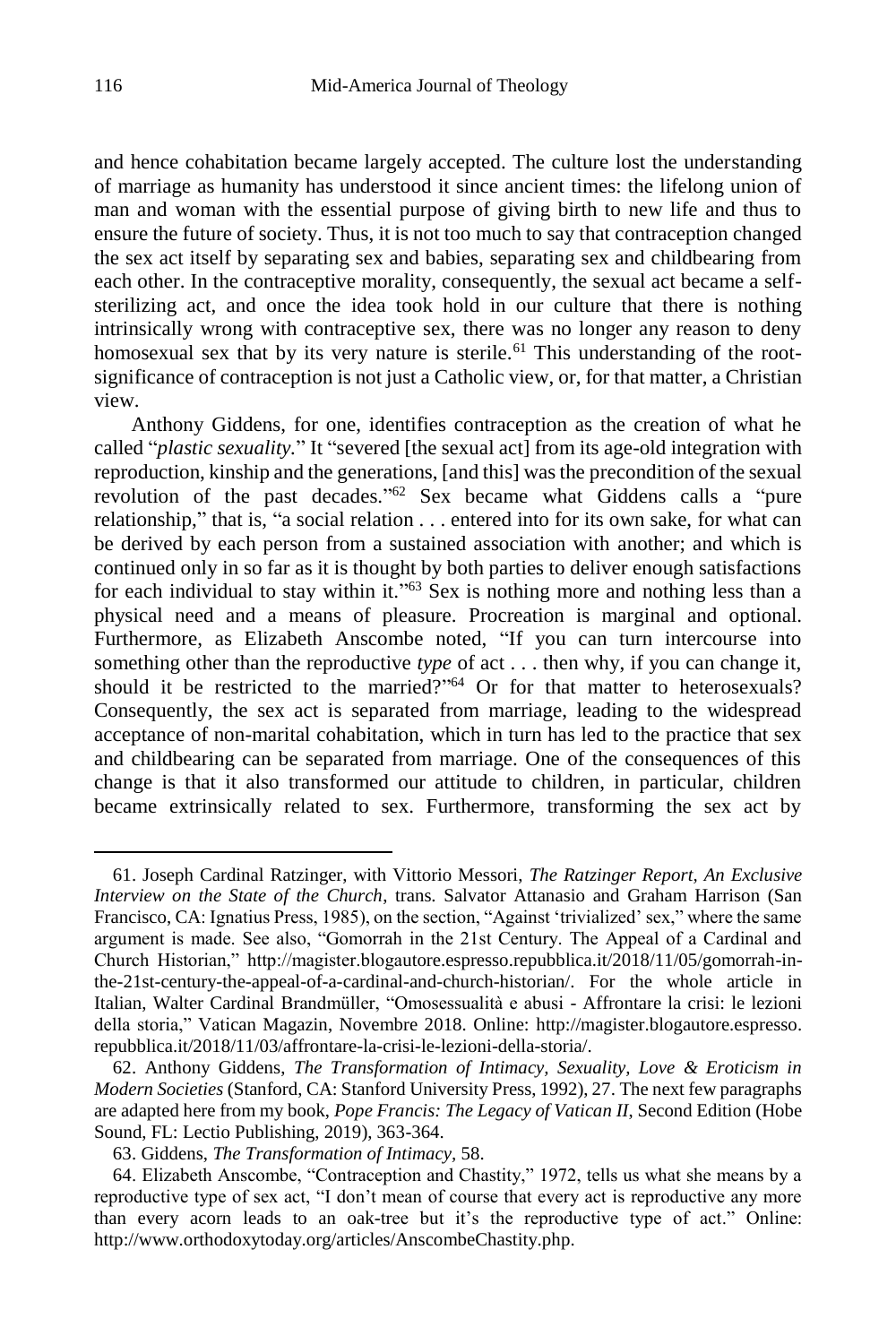and hence cohabitation became largely accepted. The culture lost the understanding of marriage as humanity has understood it since ancient times: the lifelong union of man and woman with the essential purpose of giving birth to new life and thus to ensure the future of society. Thus, it is not too much to say that contraception changed the sex act itself by separating sex and babies, separating sex and childbearing from each other. In the contraceptive morality, consequently, the sexual act became a self-sterilizing act, and once the idea took hold in our culture that there is nothing intrinsically wrong with contraceptive sex, there was no longer any reason to deny homosexual sex that by its very nature is sterile.[61] This understanding of the root-significance of contraception is not just a Catholic view, or, for that matter, a Christian view.

Anthony Giddens, for one, identifies contraception as the creation of what he called "*plastic sexuality.*" It "severed [the sexual act] from its age-old integration with reproduction, kinship and the generations, [and this] was the precondition of the sexual revolution of the past decades."[62] Sex became what Giddens calls a "pure relationship," that is, "a social relation . . . entered into for its own sake, for what can be derived by each person from a sustained association with another; and which is continued only in so far as it is thought by both parties to deliver enough satisfactions for each individual to stay within it."[63] Sex is nothing more and nothing less than a physical need and a means of pleasure. Procreation is marginal and optional. Furthermore, as Elizabeth Anscombe noted, "If you can turn intercourse into something other than the reproductive *type* of act . . . then why, if you can change it, should it be restricted to the married?"[64] Or for that matter to heterosexuals? Consequently, the sex act is separated from marriage, leading to the widespread acceptance of non-marital cohabitation, which in turn has led to the practice that sex and childbearing can be separated from marriage. One of the consequences of this change is that it also transformed our attitude to children, in particular, children became extrinsically related to sex. Furthermore, transforming the sex act by

---

61. Joseph Cardinal Ratzinger, with Vittorio Messori, *The Ratzinger Report, An Exclusive Interview on the State of the Church,* trans. Salvator Attanasio and Graham Harrison (San Francisco, CA: Ignatius Press, 1985), on the section, "Against 'trivialized' sex," where the same argument is made. See also, "Gomorrah in the 21st Century. The Appeal of a Cardinal and Church Historian," http://magister.blogautore.espresso.repubblica.it/2018/11/05/gomorrah-in-the-21st-century-the-appeal-of-a-cardinal-and-church-historian/. For the whole article in Italian, Walter Cardinal Brandmüller, "Omosessualità e abusi - Affrontare la crisi: le lezioni della storia," Vatican Magazin, Novembre 2018. Online: http://magister.blogautore.espresso.repubblica.it/2018/11/03/affrontare-la-crisi-le-lezioni-della-storia/.

62. Anthony Giddens, *The Transformation of Intimacy, Sexuality, Love & Eroticism in Modern Societies* (Stanford, CA: Stanford University Press, 1992), 27. The next few paragraphs are adapted here from my book, *Pope Francis: The Legacy of Vatican II*, Second Edition (Hobe Sound, FL: Lectio Publishing, 2019), 363-364.

63. Giddens, *The Transformation of Intimacy,* 58.

64. Elizabeth Anscombe, "Contraception and Chastity," 1972, tells us what she means by a reproductive type of sex act, "I don't mean of course that every act is reproductive any more than every acorn leads to an oak-tree but it's the reproductive type of act." Online: http://www.orthodoxytoday.org/articles/AnscombeChastity.php.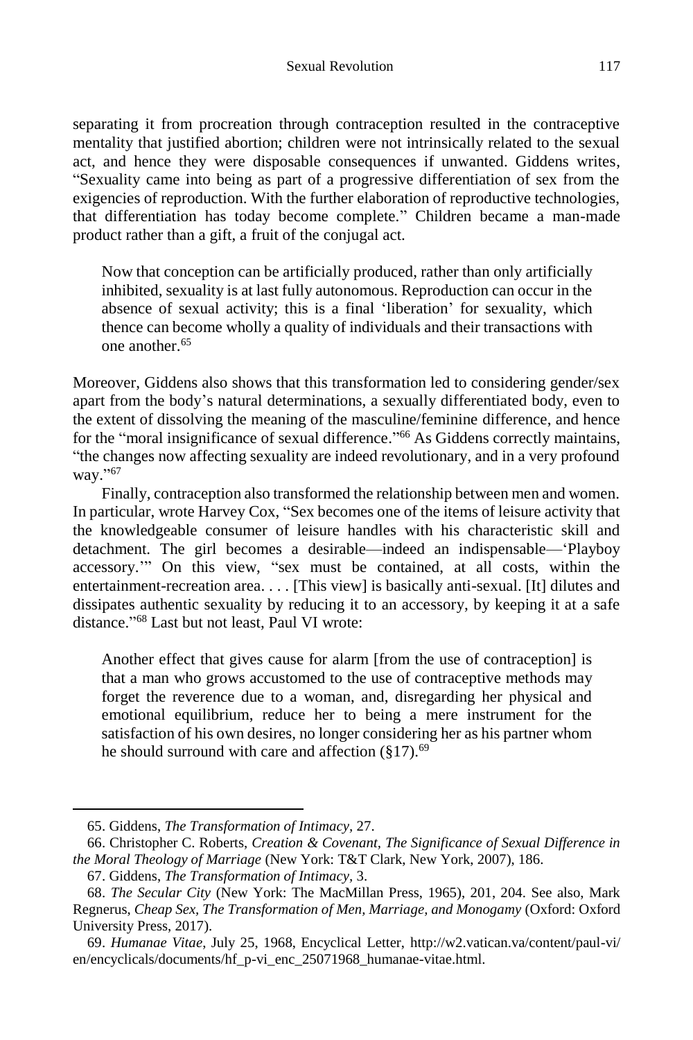separating it from procreation through contraception resulted in the contraceptive mentality that justified abortion; children were not intrinsically related to the sexual act, and hence they were disposable consequences if unwanted. Giddens writes, "Sexuality came into being as part of a progressive differentiation of sex from the exigencies of reproduction. With the further elaboration of reproductive technologies, that differentiation has today become complete." Children became a man-made product rather than a gift, a fruit of the conjugal act.

> Now that conception can be artificially produced, rather than only artificially inhibited, sexuality is at last fully autonomous. Reproduction can occur in the absence of sexual activity; this is a final 'liberation' for sexuality, which thence can become wholly a quality of individuals and their transactions with one another.[65]

Moreover, Giddens also shows that this transformation led to considering gender/sex apart from the body's natural determinations, a sexually differentiated body, even to the extent of dissolving the meaning of the masculine/feminine difference, and hence for the "moral insignificance of sexual difference."[66] As Giddens correctly maintains, "the changes now affecting sexuality are indeed revolutionary, and in a very profound way."[67]

Finally, contraception also transformed the relationship between men and women. In particular, wrote Harvey Cox, "Sex becomes one of the items of leisure activity that the knowledgeable consumer of leisure handles with his characteristic skill and detachment. The girl becomes a desirable—indeed an indispensable—'Playboy accessory.'" On this view, "sex must be contained, at all costs, within the entertainment-recreation area. . . . [This view] is basically anti-sexual. [It] dilutes and dissipates authentic sexuality by reducing it to an accessory, by keeping it at a safe distance."[68] Last but not least, Paul VI wrote:

> Another effect that gives cause for alarm [from the use of contraception] is that a man who grows accustomed to the use of contraceptive methods may forget the reverence due to a woman, and, disregarding her physical and emotional equilibrium, reduce her to being a mere instrument for the satisfaction of his own desires, no longer considering her as his partner whom he should surround with care and affection (§17).[69]

---

65. Giddens, *The Transformation of Intimacy*, 27.

66. Christopher C. Roberts, *Creation & Covenant, The Significance of Sexual Difference in the Moral Theology of Marriage* (New York: T&T Clark, New York, 2007), 186.

67. Giddens, *The Transformation of Intimacy*, 3.

68. *The Secular City* (New York: The MacMillan Press, 1965), 201, 204. See also, Mark Regnerus, *Cheap Sex, The Transformation of Men, Marriage, and Monogamy* (Oxford: Oxford University Press, 2017).

69. *Humanae Vitae*, July 25, 1968, Encyclical Letter, http://w2.vatican.va/content/paul-vi/en/encyclicals/documents/hf_p-vi_enc_25071968_humanae-vitae.html.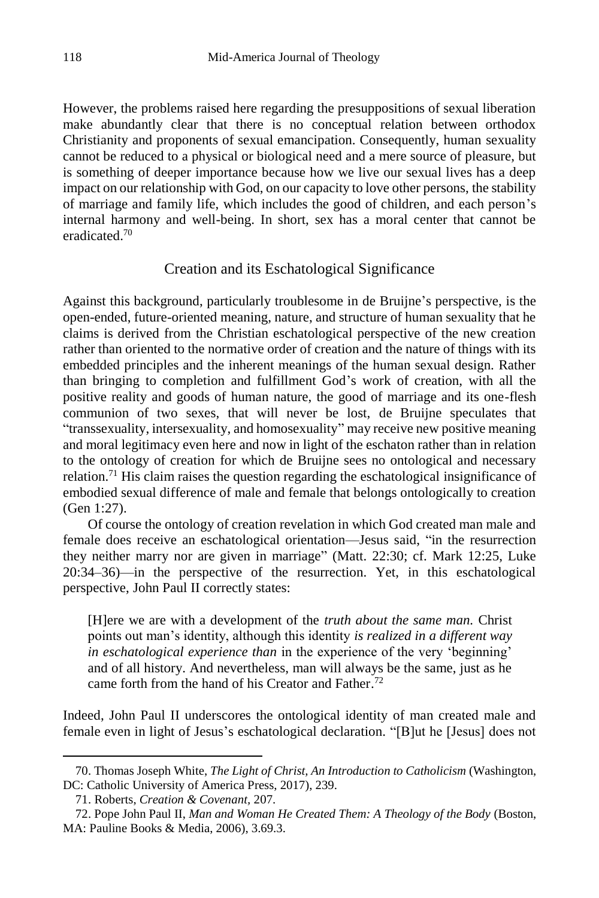However, the problems raised here regarding the presuppositions of sexual liberation make abundantly clear that there is no conceptual relation between orthodox Christianity and proponents of sexual emancipation. Consequently, human sexuality cannot be reduced to a physical or biological need and a mere source of pleasure, but is something of deeper importance because how we live our sexual lives has a deep impact on our relationship with God, on our capacity to love other persons, the stability of marriage and family life, which includes the good of children, and each person's internal harmony and well-being. In short, sex has a moral center that cannot be eradicated.[70]

## Creation and its Eschatological Significance

Against this background, particularly troublesome in de Bruijne's perspective, is the open-ended, future-oriented meaning, nature, and structure of human sexuality that he claims is derived from the Christian eschatological perspective of the new creation rather than oriented to the normative order of creation and the nature of things with its embedded principles and the inherent meanings of the human sexual design. Rather than bringing to completion and fulfillment God's work of creation, with all the positive reality and goods of human nature, the good of marriage and its one-flesh communion of two sexes, that will never be lost, de Bruijne speculates that "transsexuality, intersexuality, and homosexuality" may receive new positive meaning and moral legitimacy even here and now in light of the eschaton rather than in relation to the ontology of creation for which de Bruijne sees no ontological and necessary relation.[71] His claim raises the question regarding the eschatological insignificance of embodied sexual difference of male and female that belongs ontologically to creation (Gen 1:27).

Of course the ontology of creation revelation in which God created man male and female does receive an eschatological orientation—Jesus said, "in the resurrection they neither marry nor are given in marriage" (Matt. 22:30; cf. Mark 12:25, Luke 20:34–36)—in the perspective of the resurrection. Yet, in this eschatological perspective, John Paul II correctly states:

> [H]ere we are with a development of the *truth about the same man.* Christ points out man's identity, although this identity *is realized in a different way in eschatological experience than* in the experience of the very 'beginning' and of all history. And nevertheless, man will always be the same, just as he came forth from the hand of his Creator and Father.[72]

Indeed, John Paul II underscores the ontological identity of man created male and female even in light of Jesus's eschatological declaration. "[B]ut he [Jesus] does not

---

70. Thomas Joseph White, *The Light of Christ, An Introduction to Catholicism* (Washington, DC: Catholic University of America Press, 2017), 239.

71. Roberts, *Creation & Covenant,* 207.

72. Pope John Paul II, *Man and Woman He Created Them: A Theology of the Body* (Boston, MA: Pauline Books & Media, 2006), 3.69.3.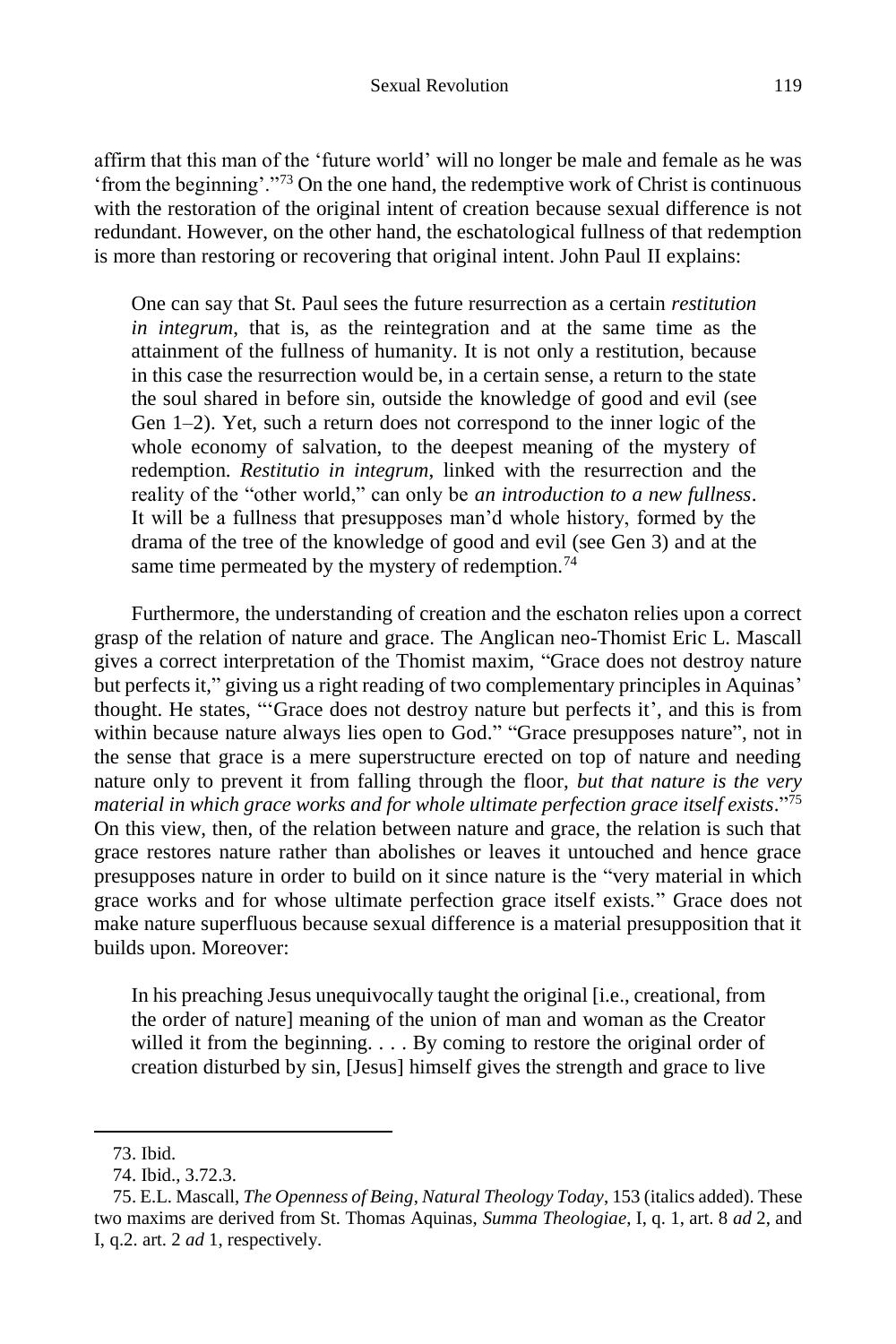affirm that this man of the 'future world' will no longer be male and female as he was 'from the beginning'."[73] On the one hand, the redemptive work of Christ is continuous with the restoration of the original intent of creation because sexual difference is not redundant. However, on the other hand, the eschatological fullness of that redemption is more than restoring or recovering that original intent. John Paul II explains:

> One can say that St. Paul sees the future resurrection as a certain *restitution in integrum*, that is, as the reintegration and at the same time as the attainment of the fullness of humanity. It is not only a restitution, because in this case the resurrection would be, in a certain sense, a return to the state the soul shared in before sin, outside the knowledge of good and evil (see Gen 1–2). Yet, such a return does not correspond to the inner logic of the whole economy of salvation, to the deepest meaning of the mystery of redemption. *Restitutio in integrum*, linked with the resurrection and the reality of the "other world," can only be *an introduction to a new fullness*. It will be a fullness that presupposes man'd whole history, formed by the drama of the tree of the knowledge of good and evil (see Gen 3) and at the same time permeated by the mystery of redemption.[74]

Furthermore, the understanding of creation and the eschaton relies upon a correct grasp of the relation of nature and grace. The Anglican neo-Thomist Eric L. Mascall gives a correct interpretation of the Thomist maxim, "Grace does not destroy nature but perfects it," giving us a right reading of two complementary principles in Aquinas' thought. He states, "'Grace does not destroy nature but perfects it', and this is from within because nature always lies open to God." "Grace presupposes nature", not in the sense that grace is a mere superstructure erected on top of nature and needing nature only to prevent it from falling through the floor, *but that nature is the very material in which grace works and for whole ultimate perfection grace itself exists*."[75] On this view, then, of the relation between nature and grace, the relation is such that grace restores nature rather than abolishes or leaves it untouched and hence grace presupposes nature in order to build on it since nature is the "very material in which grace works and for whose ultimate perfection grace itself exists." Grace does not make nature superfluous because sexual difference is a material presupposition that it builds upon. Moreover:

> In his preaching Jesus unequivocally taught the original [i.e., creational, from the order of nature] meaning of the union of man and woman as the Creator willed it from the beginning. . . . By coming to restore the original order of creation disturbed by sin, [Jesus] himself gives the strength and grace to live

---

73. Ibid.

74. Ibid., 3.72.3.

75. E.L. Mascall, *The Openness of Being, Natural Theology Today*, 153 (italics added). These two maxims are derived from St. Thomas Aquinas, *Summa Theologiae*, I, q. 1, art. 8 *ad* 2, and I, q.2. art. 2 *ad* 1, respectively.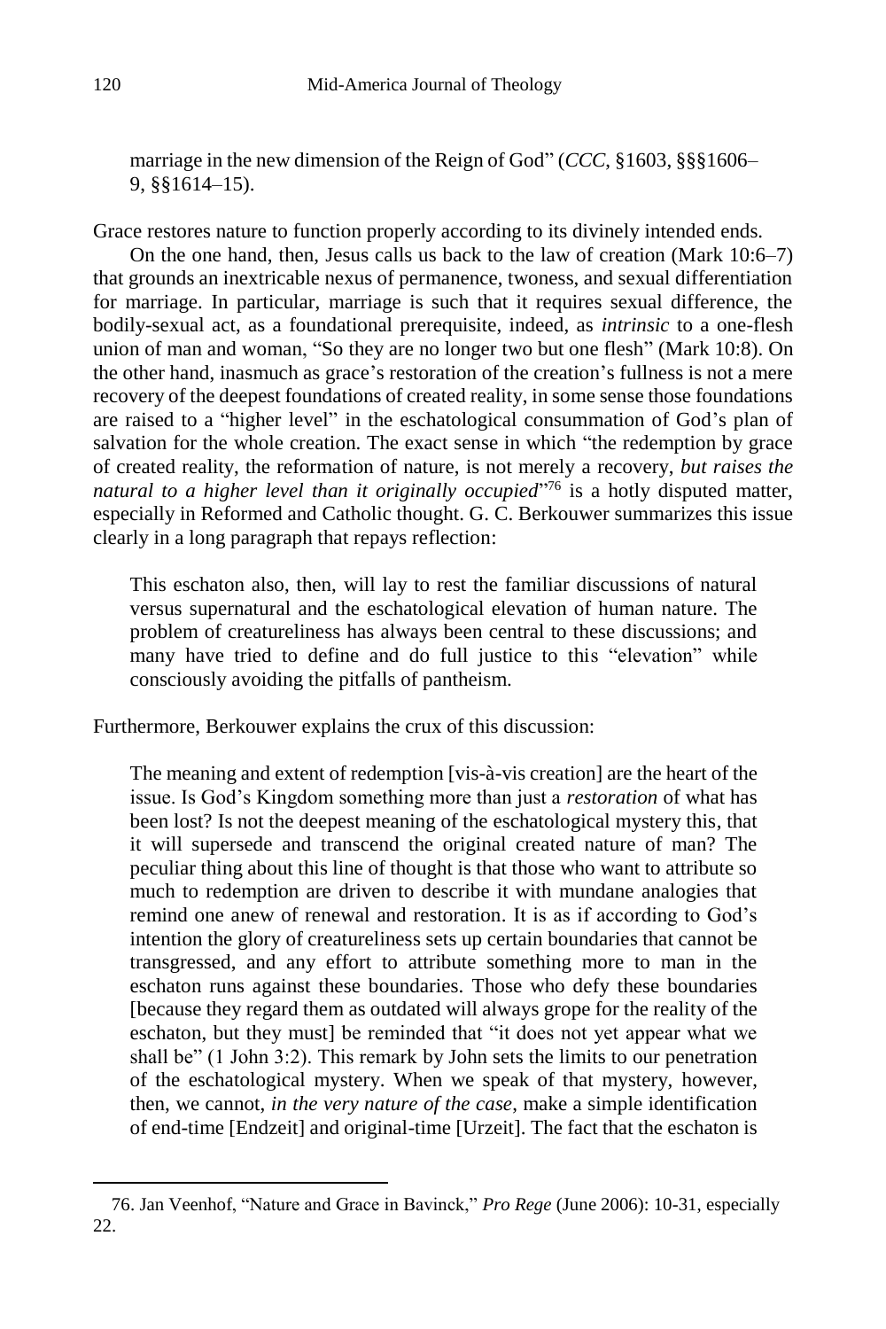marriage in the new dimension of the Reign of God" (*CCC*, §1603, §§§1606–9, §§1614–15).

Grace restores nature to function properly according to its divinely intended ends.

On the one hand, then, Jesus calls us back to the law of creation (Mark 10:6–7) that grounds an inextricable nexus of permanence, twoness, and sexual differentiation for marriage. In particular, marriage is such that it requires sexual difference, the bodily-sexual act, as a foundational prerequisite, indeed, as *intrinsic* to a one-flesh union of man and woman, "So they are no longer two but one flesh" (Mark 10:8). On the other hand, inasmuch as grace's restoration of the creation's fullness is not a mere recovery of the deepest foundations of created reality, in some sense those foundations are raised to a "higher level" in the eschatological consummation of God's plan of salvation for the whole creation. The exact sense in which "the redemption by grace of created reality, the reformation of nature, is not merely a recovery, *but raises the natural to a higher level than it originally occupied*"[76] is a hotly disputed matter, especially in Reformed and Catholic thought. G. C. Berkouwer summarizes this issue clearly in a long paragraph that repays reflection:

> This eschaton also, then, will lay to rest the familiar discussions of natural versus supernatural and the eschatological elevation of human nature. The problem of creatureliness has always been central to these discussions; and many have tried to define and do full justice to this "elevation" while consciously avoiding the pitfalls of pantheism.

Furthermore, Berkouwer explains the crux of this discussion:

> The meaning and extent of redemption [vis-à-vis creation] are the heart of the issue. Is God's Kingdom something more than just a *restoration* of what has been lost? Is not the deepest meaning of the eschatological mystery this, that it will supersede and transcend the original created nature of man? The peculiar thing about this line of thought is that those who want to attribute so much to redemption are driven to describe it with mundane analogies that remind one anew of renewal and restoration. It is as if according to God's intention the glory of creatureliness sets up certain boundaries that cannot be transgressed, and any effort to attribute something more to man in the eschaton runs against these boundaries. Those who defy these boundaries [because they regard them as outdated will always grope for the reality of the eschaton, but they must] be reminded that "it does not yet appear what we shall be" (1 John 3:2). This remark by John sets the limits to our penetration of the eschatological mystery. When we speak of that mystery, however, then, we cannot, *in the very nature of the case*, make a simple identification of end-time [Endzeit] and original-time [Urzeit]. The fact that the eschaton is

---

76. Jan Veenhof, "Nature and Grace in Bavinck," *Pro Rege* (June 2006): 10-31, especially 22.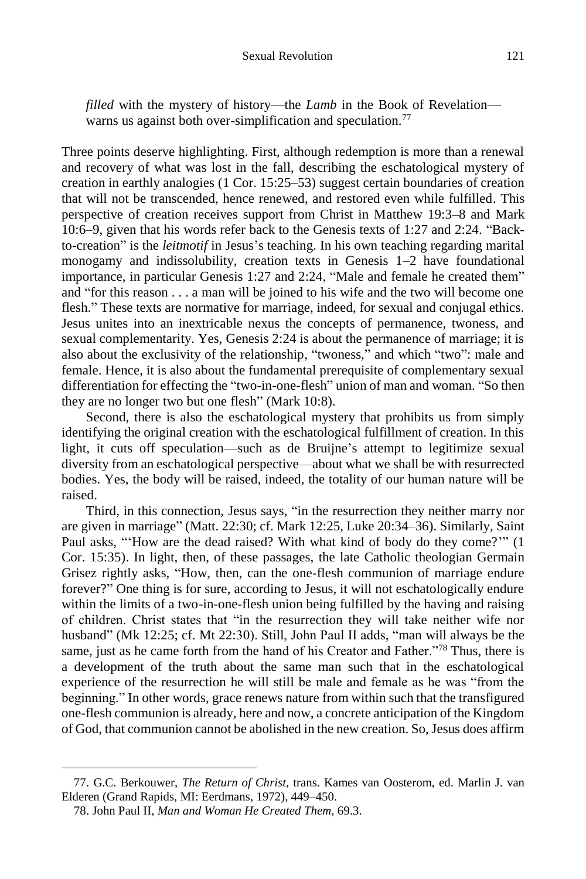*filled* with the mystery of history—the *Lamb* in the Book of Revelation—warns us against both over-simplification and speculation.[77]

Three points deserve highlighting. First, although redemption is more than a renewal and recovery of what was lost in the fall, describing the eschatological mystery of creation in earthly analogies (1 Cor. 15:25–53) suggest certain boundaries of creation that will not be transcended, hence renewed, and restored even while fulfilled. This perspective of creation receives support from Christ in Matthew 19:3–8 and Mark 10:6–9, given that his words refer back to the Genesis texts of 1:27 and 2:24. "Back-to-creation" is the *leitmotif* in Jesus's teaching. In his own teaching regarding marital monogamy and indissolubility, creation texts in Genesis 1–2 have foundational importance, in particular Genesis 1:27 and 2:24, "Male and female he created them" and "for this reason . . . a man will be joined to his wife and the two will become one flesh." These texts are normative for marriage, indeed, for sexual and conjugal ethics. Jesus unites into an inextricable nexus the concepts of permanence, twoness, and sexual complementarity. Yes, Genesis 2:24 is about the permanence of marriage; it is also about the exclusivity of the relationship, "twoness," and which "two": male and female. Hence, it is also about the fundamental prerequisite of complementary sexual differentiation for effecting the "two-in-one-flesh" union of man and woman. "So then they are no longer two but one flesh" (Mark 10:8).

Second, there is also the eschatological mystery that prohibits us from simply identifying the original creation with the eschatological fulfillment of creation. In this light, it cuts off speculation—such as de Bruijne's attempt to legitimize sexual diversity from an eschatological perspective—about what we shall be with resurrected bodies. Yes, the body will be raised, indeed, the totality of our human nature will be raised.

Third, in this connection, Jesus says, "in the resurrection they neither marry nor are given in marriage" (Matt. 22:30; cf. Mark 12:25, Luke 20:34–36). Similarly, Saint Paul asks, "'How are the dead raised? With what kind of body do they come?'" (1 Cor. 15:35). In light, then, of these passages, the late Catholic theologian Germain Grisez rightly asks, "How, then, can the one-flesh communion of marriage endure forever?" One thing is for sure, according to Jesus, it will not eschatologically endure within the limits of a two-in-one-flesh union being fulfilled by the having and raising of children. Christ states that "in the resurrection they will take neither wife nor husband" (Mk 12:25; cf. Mt 22:30). Still, John Paul II adds, "man will always be the same, just as he came forth from the hand of his Creator and Father."[78] Thus, there is a development of the truth about the same man such that in the eschatological experience of the resurrection he will still be male and female as he was "from the beginning." In other words, grace renews nature from within such that the transfigured one-flesh communion is already, here and now, a concrete anticipation of the Kingdom of God, that communion cannot be abolished in the new creation. So, Jesus does affirm

---

77. G.C. Berkouwer, *The Return of Christ*, trans. Kames van Oosterom, ed. Marlin J. van Elderen (Grand Rapids, MI: Eerdmans, 1972), 449–450.

78. John Paul II, *Man and Woman He Created Them,* 69.3.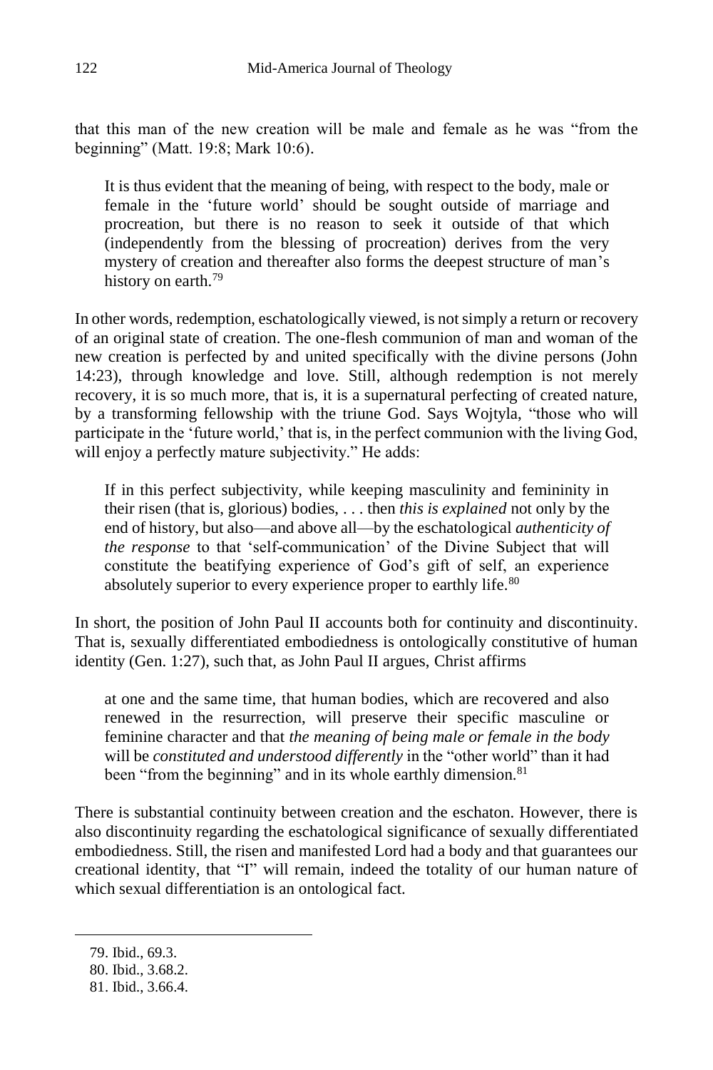that this man of the new creation will be male and female as he was "from the beginning" (Matt. 19:8; Mark 10:6).

> It is thus evident that the meaning of being, with respect to the body, male or female in the 'future world' should be sought outside of marriage and procreation, but there is no reason to seek it outside of that which (independently from the blessing of procreation) derives from the very mystery of creation and thereafter also forms the deepest structure of man's history on earth.[79]

In other words, redemption, eschatologically viewed, is not simply a return or recovery of an original state of creation. The one-flesh communion of man and woman of the new creation is perfected by and united specifically with the divine persons (John 14:23), through knowledge and love. Still, although redemption is not merely recovery, it is so much more, that is, it is a supernatural perfecting of created nature, by a transforming fellowship with the triune God. Says Wojtyla, "those who will participate in the 'future world,' that is, in the perfect communion with the living God, will enjoy a perfectly mature subjectivity." He adds:

> If in this perfect subjectivity, while keeping masculinity and femininity in their risen (that is, glorious) bodies, . . . then *this is explained* not only by the end of history, but also—and above all—by the eschatological *authenticity of the response* to that 'self-communication' of the Divine Subject that will constitute the beatifying experience of God's gift of self, an experience absolutely superior to every experience proper to earthly life.[80]

In short, the position of John Paul II accounts both for continuity and discontinuity. That is, sexually differentiated embodiedness is ontologically constitutive of human identity (Gen. 1:27), such that, as John Paul II argues, Christ affirms

> at one and the same time, that human bodies, which are recovered and also renewed in the resurrection, will preserve their specific masculine or feminine character and that *the meaning of being male or female in the body* will be *constituted and understood differently* in the "other world" than it had been "from the beginning" and in its whole earthly dimension.[81]

There is substantial continuity between creation and the eschaton. However, there is also discontinuity regarding the eschatological significance of sexually differentiated embodiedness. Still, the risen and manifested Lord had a body and that guarantees our creational identity, that "I" will remain, indeed the totality of our human nature of which sexual differentiation is an ontological fact.

---

79. Ibid., 69.3.

80. Ibid., 3.68.2.

81. Ibid., 3.66.4.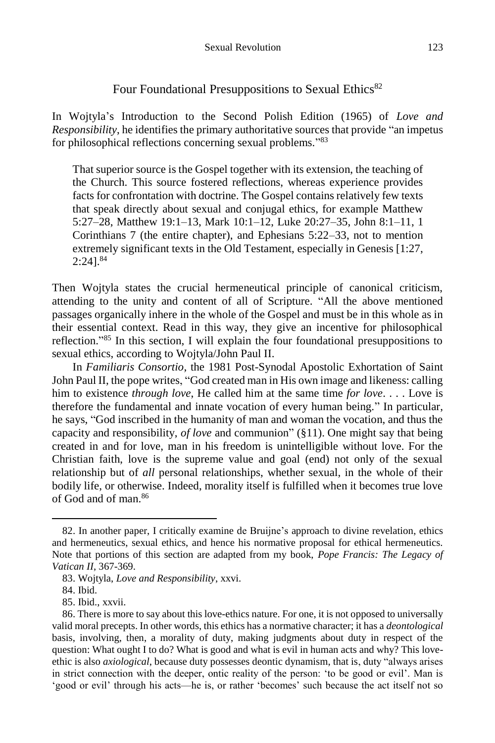## Four Foundational Presuppositions to Sexual Ethics[82]

In Wojtyla's Introduction to the Second Polish Edition (1965) of *Love and Responsibility*, he identifies the primary authoritative sources that provide "an impetus for philosophical reflections concerning sexual problems."[83]

> That superior source is the Gospel together with its extension, the teaching of the Church. This source fostered reflections, whereas experience provides facts for confrontation with doctrine. The Gospel contains relatively few texts that speak directly about sexual and conjugal ethics, for example Matthew 5:27–28, Matthew 19:1–13, Mark 10:1–12, Luke 20:27–35, John 8:1–11, 1 Corinthians 7 (the entire chapter), and Ephesians 5:22–33, not to mention extremely significant texts in the Old Testament, especially in Genesis [1:27, 2:24].[84]

Then Wojtyla states the crucial hermeneutical principle of canonical criticism, attending to the unity and content of all of Scripture. "All the above mentioned passages organically inhere in the whole of the Gospel and must be in this whole as in their essential context. Read in this way, they give an incentive for philosophical reflection."[85] In this section, I will explain the four foundational presuppositions to sexual ethics, according to Wojtyla/John Paul II.

In *Familiaris Consortio*, the 1981 Post-Synodal Apostolic Exhortation of Saint John Paul II, the pope writes, "God created man in His own image and likeness: calling him to existence *through love*, He called him at the same time *for love*. . . . Love is therefore the fundamental and innate vocation of every human being." In particular, he says, "God inscribed in the humanity of man and woman the vocation, and thus the capacity and responsibility, *of love* and communion" (§11). One might say that being created in and for love, man in his freedom is unintelligible without love. For the Christian faith, love is the supreme value and goal (end) not only of the sexual relationship but of *all* personal relationships, whether sexual, in the whole of their bodily life, or otherwise. Indeed, morality itself is fulfilled when it becomes true love of God and of man.[86]

---

82. In another paper, I critically examine de Bruijne's approach to divine revelation, ethics and hermeneutics, sexual ethics, and hence his normative proposal for ethical hermeneutics. Note that portions of this section are adapted from my book, *Pope Francis: The Legacy of Vatican II*, 367-369.

83. Wojtyla, *Love and Responsibility*, xxvi.

84. Ibid.

85. Ibid., xxvii.

86. There is more to say about this love-ethics nature. For one, it is not opposed to universally valid moral precepts. In other words, this ethics has a normative character; it has a *deontological* basis, involving, then, a morality of duty, making judgments about duty in respect of the question: What ought I to do? What is good and what is evil in human acts and why? This love-ethic is also *axiological*, because duty possesses deontic dynamism, that is, duty "always arises in strict connection with the deeper, ontic reality of the person: 'to be good or evil'. Man is 'good or evil' through his acts—he is, or rather 'becomes' such because the act itself not so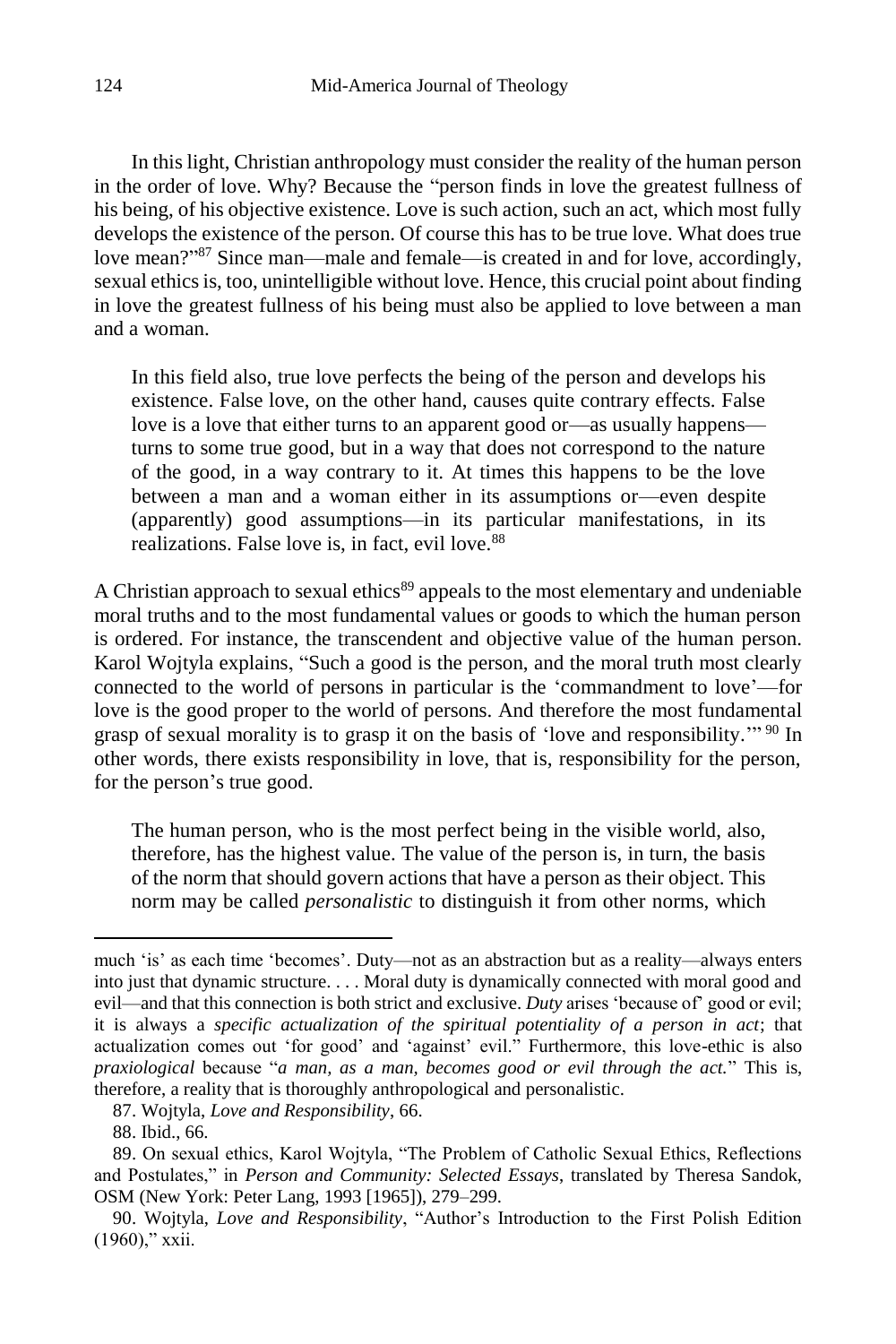In this light, Christian anthropology must consider the reality of the human person in the order of love. Why? Because the "person finds in love the greatest fullness of his being, of his objective existence. Love is such action, such an act, which most fully develops the existence of the person. Of course this has to be true love. What does true love mean?"[87] Since man—male and female—is created in and for love, accordingly, sexual ethics is, too, unintelligible without love. Hence, this crucial point about finding in love the greatest fullness of his being must also be applied to love between a man and a woman.

> In this field also, true love perfects the being of the person and develops his existence. False love, on the other hand, causes quite contrary effects. False love is a love that either turns to an apparent good or—as usually happens—turns to some true good, but in a way that does not correspond to the nature of the good, in a way contrary to it. At times this happens to be the love between a man and a woman either in its assumptions or—even despite (apparently) good assumptions—in its particular manifestations, in its realizations. False love is, in fact, evil love.[88]

A Christian approach to sexual ethics[89] appeals to the most elementary and undeniable moral truths and to the most fundamental values or goods to which the human person is ordered. For instance, the transcendent and objective value of the human person. Karol Wojtyla explains, "Such a good is the person, and the moral truth most clearly connected to the world of persons in particular is the 'commandment to love'—for love is the good proper to the world of persons. And therefore the most fundamental grasp of sexual morality is to grasp it on the basis of 'love and responsibility.'"[90] In other words, there exists responsibility in love, that is, responsibility for the person, for the person's true good.

> The human person, who is the most perfect being in the visible world, also, therefore, has the highest value. The value of the person is, in turn, the basis of the norm that should govern actions that have a person as their object. This norm may be called *personalistic* to distinguish it from other norms, which

---

much 'is' as each time 'becomes'. Duty—not as an abstraction but as a reality—always enters into just that dynamic structure. . . . Moral duty is dynamically connected with moral good and evil—and that this connection is both strict and exclusive. *Duty* arises 'because of' good or evil; it is always a *specific actualization of the spiritual potentiality of a person in act*; that actualization comes out 'for good' and 'against' evil." Furthermore, this love-ethic is also *praxiological* because "*a man, as a man, becomes good or evil through the act.*" This is, therefore, a reality that is thoroughly anthropological and personalistic.

87. Wojtyla, *Love and Responsibility*, 66.

88. Ibid., 66.

89. On sexual ethics, Karol Wojtyla, "The Problem of Catholic Sexual Ethics, Reflections and Postulates," in *Person and Community: Selected Essays*, translated by Theresa Sandok, OSM (New York: Peter Lang, 1993 [1965]), 279–299.

90. Wojtyla, *Love and Responsibility*, "Author's Introduction to the First Polish Edition (1960)," xxii.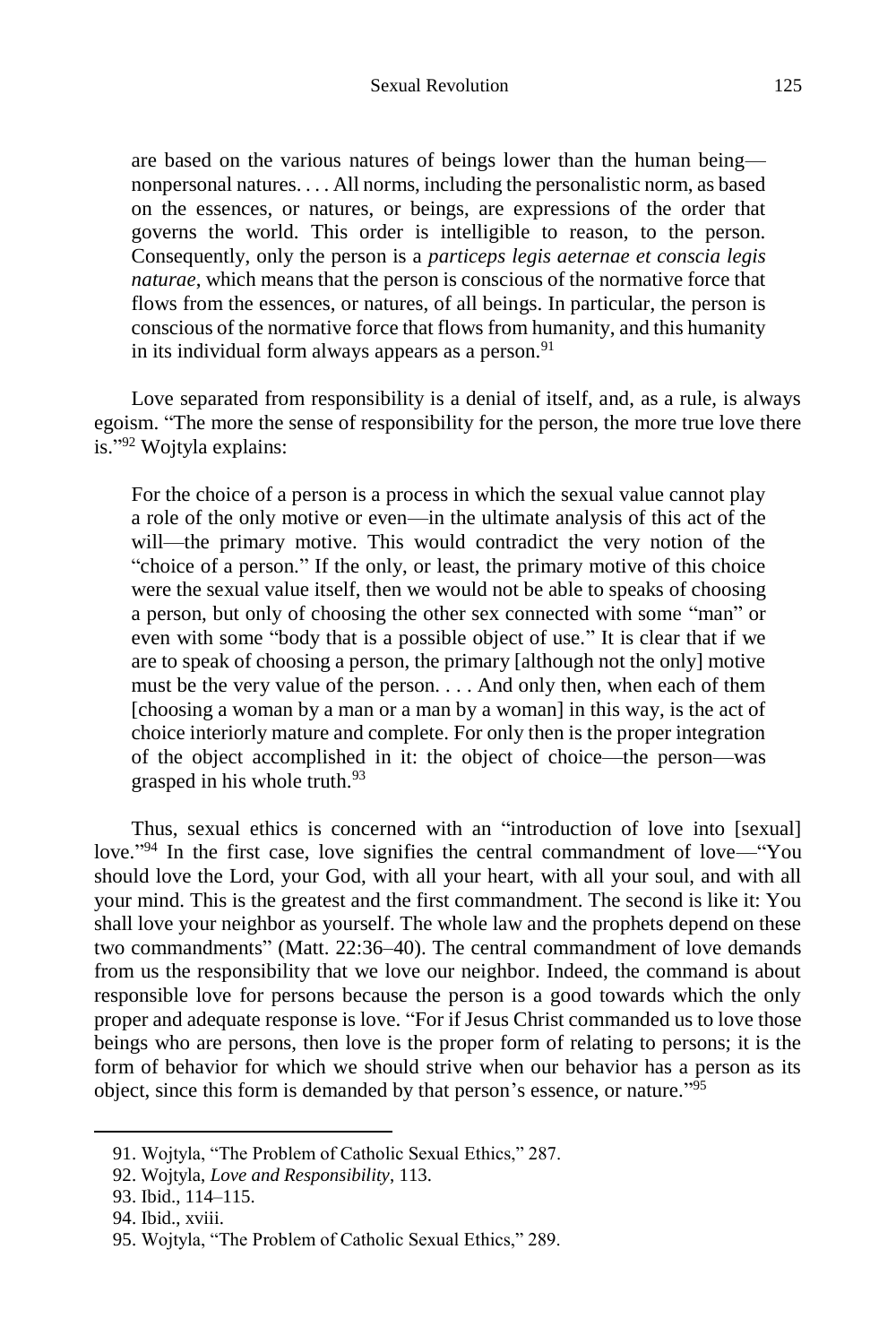> are based on the various natures of beings lower than the human being—nonpersonal natures. . . . All norms, including the personalistic norm, as based on the essences, or natures, or beings, are expressions of the order that governs the world. This order is intelligible to reason, to the person. Consequently, only the person is a *particeps legis aeternae et conscia legis naturae*, which means that the person is conscious of the normative force that flows from the essences, or natures, of all beings. In particular, the person is conscious of the normative force that flows from humanity, and this humanity in its individual form always appears as a person.[91]

Love separated from responsibility is a denial of itself, and, as a rule, is always egoism. "The more the sense of responsibility for the person, the more true love there is."[92] Wojtyla explains:

> For the choice of a person is a process in which the sexual value cannot play a role of the only motive or even—in the ultimate analysis of this act of the will—the primary motive. This would contradict the very notion of the "choice of a person." If the only, or least, the primary motive of this choice were the sexual value itself, then we would not be able to speaks of choosing a person, but only of choosing the other sex connected with some "man" or even with some "body that is a possible object of use." It is clear that if we are to speak of choosing a person, the primary [although not the only] motive must be the very value of the person. . . . And only then, when each of them [choosing a woman by a man or a man by a woman] in this way, is the act of choice interiorly mature and complete. For only then is the proper integration of the object accomplished in it: the object of choice—the person—was grasped in his whole truth.[93]

Thus, sexual ethics is concerned with an "introduction of love into [sexual] love."[94] In the first case, love signifies the central commandment of love—"You should love the Lord, your God, with all your heart, with all your soul, and with all your mind. This is the greatest and the first commandment. The second is like it: You shall love your neighbor as yourself. The whole law and the prophets depend on these two commandments" (Matt. 22:36–40). The central commandment of love demands from us the responsibility that we love our neighbor. Indeed, the command is about responsible love for persons because the person is a good towards which the only proper and adequate response is love. "For if Jesus Christ commanded us to love those beings who are persons, then love is the proper form of relating to persons; it is the form of behavior for which we should strive when our behavior has a person as its object, since this form is demanded by that person's essence, or nature."[95]

---

91. Wojtyla, "The Problem of Catholic Sexual Ethics," 287.
92. Wojtyla, *Love and Responsibility*, 113.
93. Ibid., 114–115.
94. Ibid., xviii.
95. Wojtyla, "The Problem of Catholic Sexual Ethics," 289.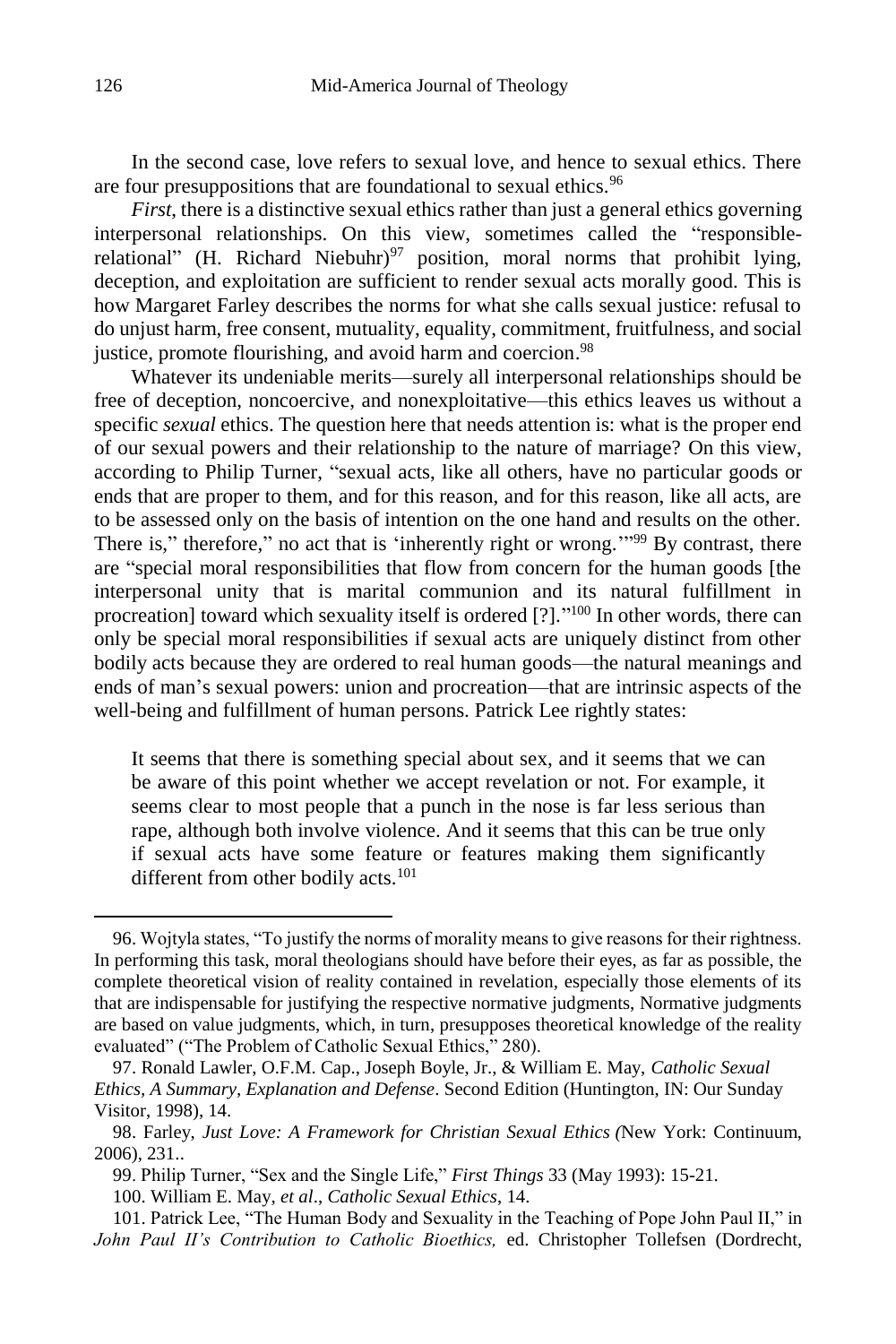In the second case, love refers to sexual love, and hence to sexual ethics. There are four presuppositions that are foundational to sexual ethics.[96]

*First*, there is a distinctive sexual ethics rather than just a general ethics governing interpersonal relationships. On this view, sometimes called the "responsible-relational" (H. Richard Niebuhr)[97] position, moral norms that prohibit lying, deception, and exploitation are sufficient to render sexual acts morally good. This is how Margaret Farley describes the norms for what she calls sexual justice: refusal to do unjust harm, free consent, mutuality, equality, commitment, fruitfulness, and social justice, promote flourishing, and avoid harm and coercion.[98]

Whatever its undeniable merits—surely all interpersonal relationships should be free of deception, noncoercive, and nonexploitative—this ethics leaves us without a specific *sexual* ethics. The question here that needs attention is: what is the proper end of our sexual powers and their relationship to the nature of marriage? On this view, according to Philip Turner, "sexual acts, like all others, have no particular goods or ends that are proper to them, and for this reason, and for this reason, like all acts, are to be assessed only on the basis of intention on the one hand and results on the other. There is," therefore," no act that is 'inherently right or wrong.'"[99] By contrast, there are "special moral responsibilities that flow from concern for the human goods [the interpersonal unity that is marital communion and its natural fulfillment in procreation] toward which sexuality itself is ordered [?]."[100] In other words, there can only be special moral responsibilities if sexual acts are uniquely distinct from other bodily acts because they are ordered to real human goods—the natural meanings and ends of man's sexual powers: union and procreation—that are intrinsic aspects of the well-being and fulfillment of human persons. Patrick Lee rightly states:

> It seems that there is something special about sex, and it seems that we can be aware of this point whether we accept revelation or not. For example, it seems clear to most people that a punch in the nose is far less serious than rape, although both involve violence. And it seems that this can be true only if sexual acts have some feature or features making them significantly different from other bodily acts.[101]

---

96. Wojtyla states, "To justify the norms of morality means to give reasons for their rightness. In performing this task, moral theologians should have before their eyes, as far as possible, the complete theoretical vision of reality contained in revelation, especially those elements of its that are indispensable for justifying the respective normative judgments, Normative judgments are based on value judgments, which, in turn, presupposes theoretical knowledge of the reality evaluated" ("The Problem of Catholic Sexual Ethics," 280).

97. Ronald Lawler, O.F.M. Cap., Joseph Boyle, Jr., & William E. May, *Catholic Sexual Ethics, A Summary, Explanation and Defense*. Second Edition (Huntington, IN: Our Sunday Visitor, 1998), 14.

98. Farley, *Just Love: A Framework for Christian Sexual Ethics (*New York: Continuum, 2006), 231..

99. Philip Turner, "Sex and the Single Life," *First Things* 33 (May 1993): 15-21.

100. William E. May, *et al*., *Catholic Sexual Ethics*, 14.

101. Patrick Lee, "The Human Body and Sexuality in the Teaching of Pope John Paul II," in *John Paul II's Contribution to Catholic Bioethics,* ed. Christopher Tollefsen (Dordrecht,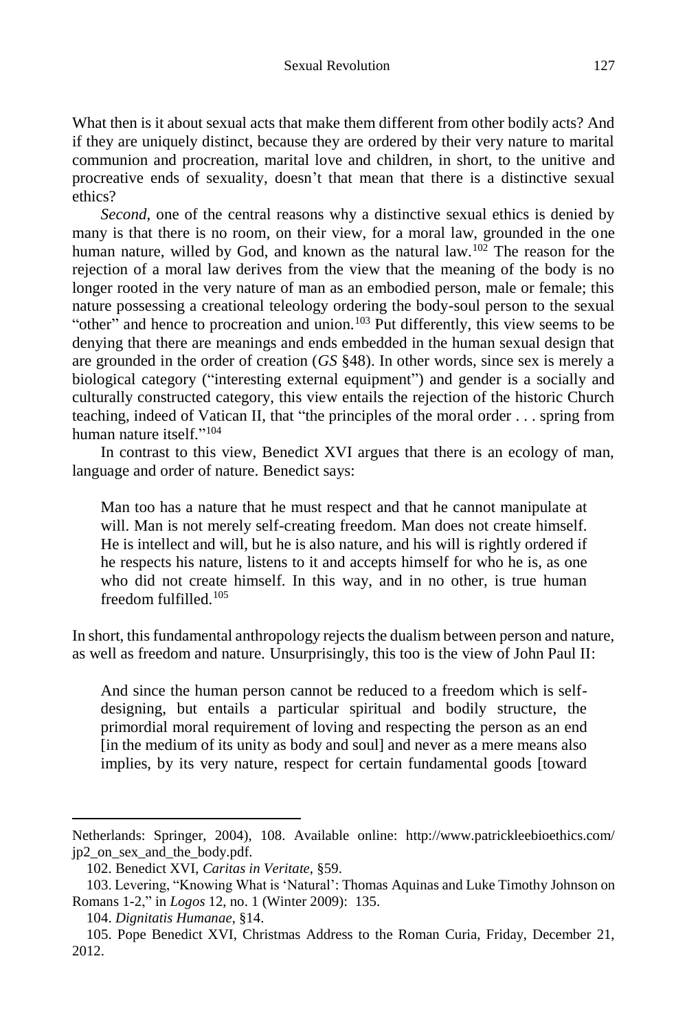What then is it about sexual acts that make them different from other bodily acts? And if they are uniquely distinct, because they are ordered by their very nature to marital communion and procreation, marital love and children, in short, to the unitive and procreative ends of sexuality, doesn't that mean that there is a distinctive sexual ethics?

*Second*, one of the central reasons why a distinctive sexual ethics is denied by many is that there is no room, on their view, for a moral law, grounded in the one human nature, willed by God, and known as the natural law.[102] The reason for the rejection of a moral law derives from the view that the meaning of the body is no longer rooted in the very nature of man as an embodied person, male or female; this nature possessing a creational teleology ordering the body-soul person to the sexual "other" and hence to procreation and union.[103] Put differently, this view seems to be denying that there are meanings and ends embedded in the human sexual design that are grounded in the order of creation (*GS* §48). In other words, since sex is merely a biological category ("interesting external equipment") and gender is a socially and culturally constructed category, this view entails the rejection of the historic Church teaching, indeed of Vatican II, that "the principles of the moral order . . . spring from human nature itself."[104]

In contrast to this view, Benedict XVI argues that there is an ecology of man, language and order of nature. Benedict says:

> Man too has a nature that he must respect and that he cannot manipulate at will. Man is not merely self-creating freedom. Man does not create himself. He is intellect and will, but he is also nature, and his will is rightly ordered if he respects his nature, listens to it and accepts himself for who he is, as one who did not create himself. In this way, and in no other, is true human freedom fulfilled.[105]

In short, this fundamental anthropology rejects the dualism between person and nature, as well as freedom and nature. Unsurprisingly, this too is the view of John Paul II:

> And since the human person cannot be reduced to a freedom which is self-designing, but entails a particular spiritual and bodily structure, the primordial moral requirement of loving and respecting the person as an end [in the medium of its unity as body and soul] and never as a mere means also implies, by its very nature, respect for certain fundamental goods [toward

---

Netherlands: Springer, 2004), 108. Available online: http://www.patrickleebioethics.com/jp2_on_sex_and_the_body.pdf.

102. Benedict XVI, *Caritas in Veritate*, §59.

103. Levering, "Knowing What is 'Natural': Thomas Aquinas and Luke Timothy Johnson on Romans 1-2," in *Logos* 12, no. 1 (Winter 2009): 135.

104. *Dignitatis Humanae*, §14.

105. Pope Benedict XVI, Christmas Address to the Roman Curia, Friday, December 21, 2012.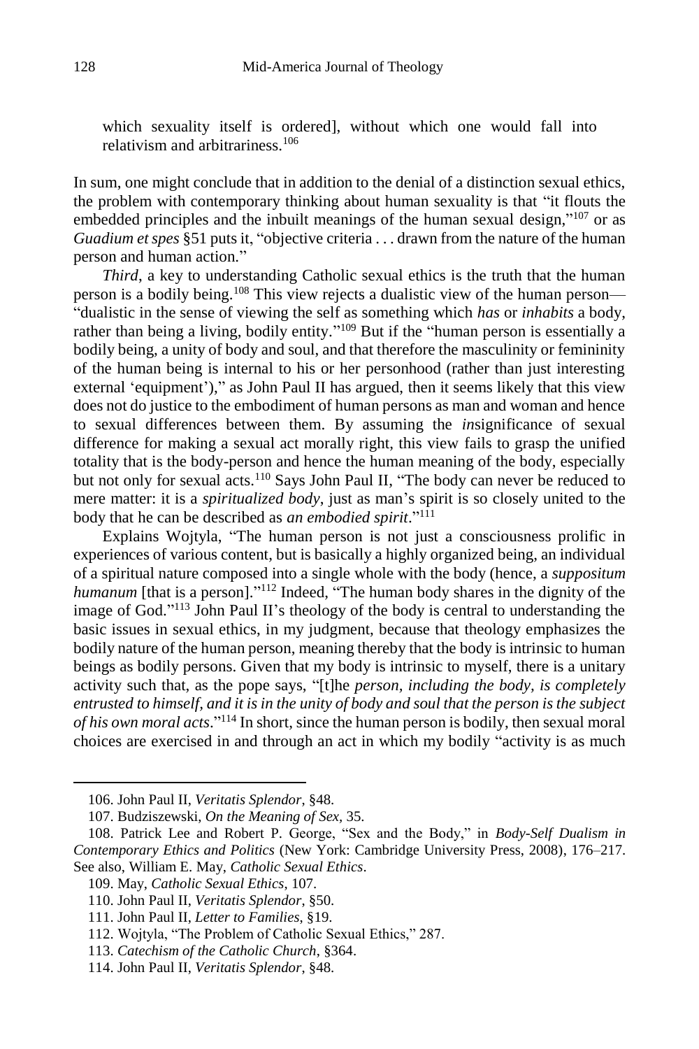which sexuality itself is ordered], without which one would fall into relativism and arbitrariness.[106]

In sum, one might conclude that in addition to the denial of a distinction sexual ethics, the problem with contemporary thinking about human sexuality is that "it flouts the embedded principles and the inbuilt meanings of the human sexual design,"[107] or as *Guadium et spes* §51 puts it, "objective criteria . . . drawn from the nature of the human person and human action."

*Third*, a key to understanding Catholic sexual ethics is the truth that the human person is a bodily being.[108] This view rejects a dualistic view of the human person—"dualistic in the sense of viewing the self as something which *has* or *inhabits* a body, rather than being a living, bodily entity."[109] But if the "human person is essentially a bodily being, a unity of body and soul, and that therefore the masculinity or femininity of the human being is internal to his or her personhood (rather than just interesting external 'equipment')," as John Paul II has argued, then it seems likely that this view does not do justice to the embodiment of human persons as man and woman and hence to sexual differences between them. By assuming the *in*significance of sexual difference for making a sexual act morally right, this view fails to grasp the unified totality that is the body-person and hence the human meaning of the body, especially but not only for sexual acts.[110] Says John Paul II, "The body can never be reduced to mere matter: it is a *spiritualized body*, just as man's spirit is so closely united to the body that he can be described as *an embodied spirit*."[111]

Explains Wojtyla, "The human person is not just a consciousness prolific in experiences of various content, but is basically a highly organized being, an individual of a spiritual nature composed into a single whole with the body (hence, a *suppositum humanum* [that is a person]."[112] Indeed, "The human body shares in the dignity of the image of God."[113] John Paul II's theology of the body is central to understanding the basic issues in sexual ethics, in my judgment, because that theology emphasizes the bodily nature of the human person, meaning thereby that the body is intrinsic to human beings as bodily persons. Given that my body is intrinsic to myself, there is a unitary activity such that, as the pope says, "[t]he *person, including the body, is completely entrusted to himself, and it is in the unity of body and soul that the person is the subject of his own moral acts*."[114] In short, since the human person is bodily, then sexual moral choices are exercised in and through an act in which my bodily "activity is as much

---

106. John Paul II, *Veritatis Splendor*, §48.

107. Budziszewski, *On the Meaning of Sex*, 35.

108. Patrick Lee and Robert P. George, "Sex and the Body," in *Body-Self Dualism in Contemporary Ethics and Politics* (New York: Cambridge University Press, 2008), 176–217. See also, William E. May, *Catholic Sexual Ethics*.

109. May, *Catholic Sexual Ethics*, 107.

110. John Paul II, *Veritatis Splendor*, §50.

111. John Paul II, *Letter to Families*, §19.

112. Wojtyla, "The Problem of Catholic Sexual Ethics," 287.

113. *Catechism of the Catholic Church*, §364.

114. John Paul II, *Veritatis Splendor*, §48.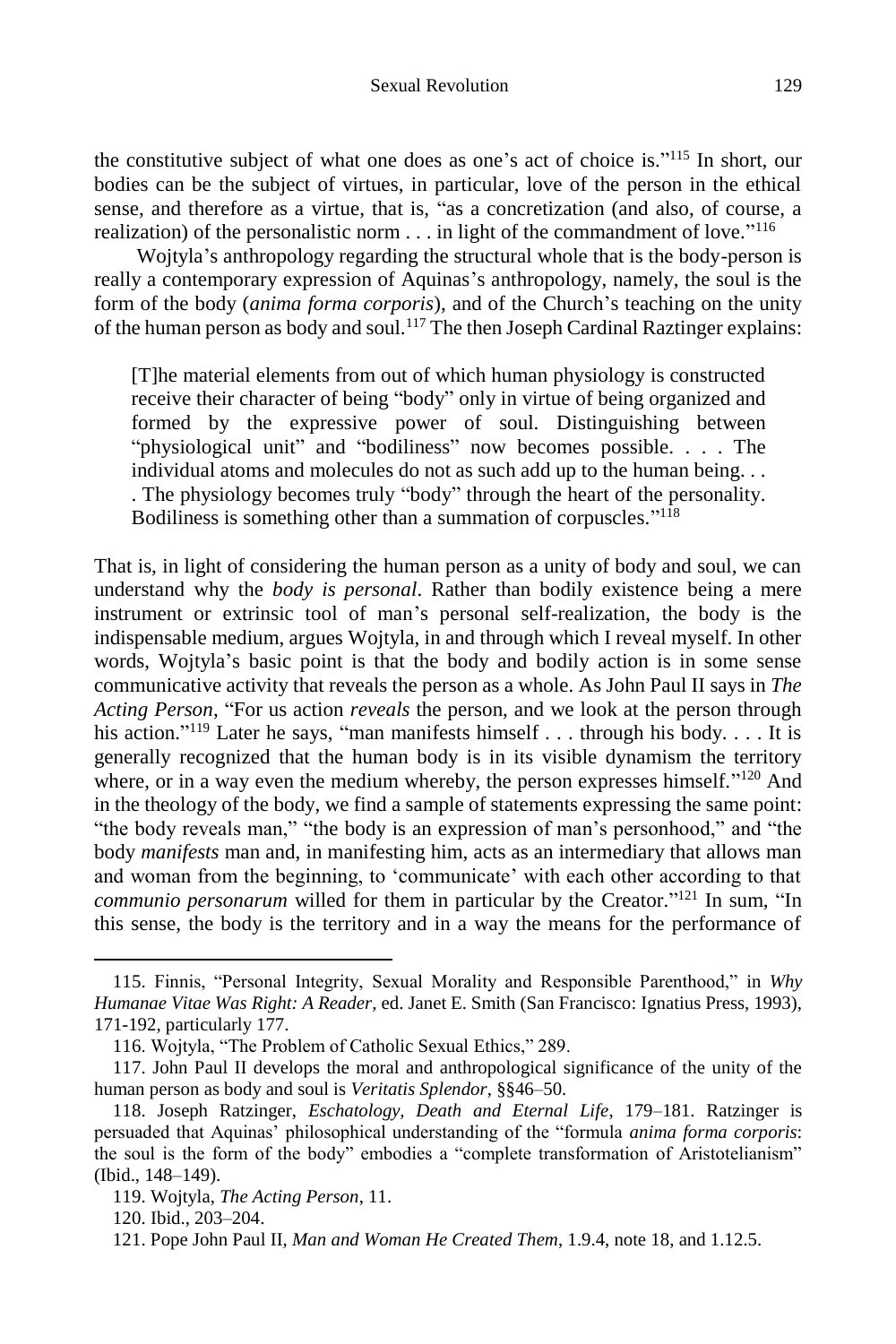the constitutive subject of what one does as one's act of choice is."[115] In short, our bodies can be the subject of virtues, in particular, love of the person in the ethical sense, and therefore as a virtue, that is, "as a concretization (and also, of course, a realization) of the personalistic norm . . . in light of the commandment of love."[116]

Wojtyla's anthropology regarding the structural whole that is the body-person is really a contemporary expression of Aquinas's anthropology, namely, the soul is the form of the body (*anima forma corporis*), and of the Church's teaching on the unity of the human person as body and soul.[117] The then Joseph Cardinal Raztinger explains:

> [T]he material elements from out of which human physiology is constructed receive their character of being "body" only in virtue of being organized and formed by the expressive power of soul. Distinguishing between "physiological unit" and "bodiliness" now becomes possible. . . . The individual atoms and molecules do not as such add up to the human being. . . . The physiology becomes truly "body" through the heart of the personality. Bodiliness is something other than a summation of corpuscles."[118]

That is, in light of considering the human person as a unity of body and soul, we can understand why the *body is personal*. Rather than bodily existence being a mere instrument or extrinsic tool of man's personal self-realization, the body is the indispensable medium, argues Wojtyla, in and through which I reveal myself. In other words, Wojtyla's basic point is that the body and bodily action is in some sense communicative activity that reveals the person as a whole. As John Paul II says in *The Acting Person*, "For us action *reveals* the person, and we look at the person through his action."[119] Later he says, "man manifests himself . . . through his body. . . . It is generally recognized that the human body is in its visible dynamism the territory where, or in a way even the medium whereby, the person expresses himself."[120] And in the theology of the body, we find a sample of statements expressing the same point: "the body reveals man," "the body is an expression of man's personhood," and "the body *manifests* man and, in manifesting him, acts as an intermediary that allows man and woman from the beginning, to 'communicate' with each other according to that *communio personarum* willed for them in particular by the Creator."[121] In sum, "In this sense, the body is the territory and in a way the means for the performance of

---

115. Finnis, "Personal Integrity, Sexual Morality and Responsible Parenthood," in *Why Humanae Vitae Was Right: A Reader*, ed. Janet E. Smith (San Francisco: Ignatius Press, 1993), 171-192, particularly 177.

116. Wojtyla, "The Problem of Catholic Sexual Ethics," 289.

117. John Paul II develops the moral and anthropological significance of the unity of the human person as body and soul is *Veritatis Splendor*, §§46–50.

118. Joseph Ratzinger, *Eschatology, Death and Eternal Life*, 179–181. Ratzinger is persuaded that Aquinas' philosophical understanding of the "formula *anima forma corporis*: the soul is the form of the body" embodies a "complete transformation of Aristotelianism" (Ibid., 148–149).

119. Wojtyla, *The Acting Person*, 11.

120. Ibid., 203–204.

121. Pope John Paul II, *Man and Woman He Created Them*, 1.9.4, note 18, and 1.12.5.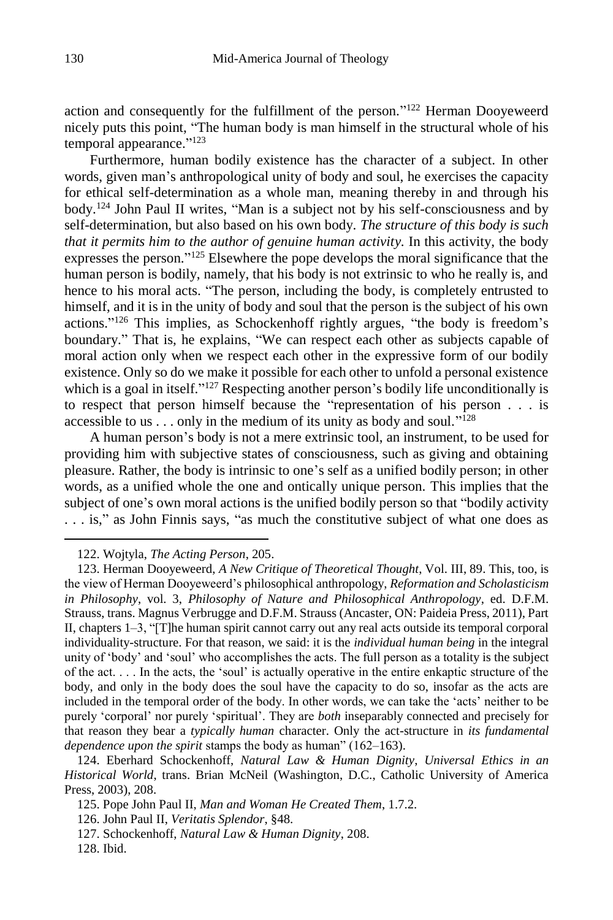action and consequently for the fulfillment of the person."[122] Herman Dooyeweerd nicely puts this point, "The human body is man himself in the structural whole of his temporal appearance."[123]

Furthermore, human bodily existence has the character of a subject. In other words, given man's anthropological unity of body and soul, he exercises the capacity for ethical self-determination as a whole man, meaning thereby in and through his body.[124] John Paul II writes, "Man is a subject not by his self-consciousness and by self-determination, but also based on his own body. *The structure of this body is such that it permits him to the author of genuine human activity.* In this activity, the body expresses the person."[125] Elsewhere the pope develops the moral significance that the human person is bodily, namely, that his body is not extrinsic to who he really is, and hence to his moral acts. "The person, including the body, is completely entrusted to himself, and it is in the unity of body and soul that the person is the subject of his own actions."[126] This implies, as Schockenhoff rightly argues, "the body is freedom's boundary." That is, he explains, "We can respect each other as subjects capable of moral action only when we respect each other in the expressive form of our bodily existence. Only so do we make it possible for each other to unfold a personal existence which is a goal in itself."[127] Respecting another person's bodily life unconditionally is to respect that person himself because the "representation of his person . . . is accessible to us . . . only in the medium of its unity as body and soul."[128]

A human person's body is not a mere extrinsic tool, an instrument, to be used for providing him with subjective states of consciousness, such as giving and obtaining pleasure. Rather, the body is intrinsic to one's self as a unified bodily person; in other words, as a unified whole the one and ontically unique person. This implies that the subject of one's own moral actions is the unified bodily person so that "bodily activity . . . is," as John Finnis says, "as much the constitutive subject of what one does as

---

122. Wojtyla, *The Acting Person*, 205.

123. Herman Dooyeweerd, *A New Critique of Theoretical Thought*, Vol. III, 89. This, too, is the view of Herman Dooyeweerd's philosophical anthropology, *Reformation and Scholasticism in Philosophy*, vol. 3, *Philosophy of Nature and Philosophical Anthropology*, ed. D.F.M. Strauss, trans. Magnus Verbrugge and D.F.M. Strauss (Ancaster, ON: Paideia Press, 2011), Part II, chapters 1–3, "[T]he human spirit cannot carry out any real acts outside its temporal corporal individuality-structure. For that reason, we said: it is the *individual human being* in the integral unity of 'body' and 'soul' who accomplishes the acts. The full person as a totality is the subject of the act. . . . In the acts, the 'soul' is actually operative in the entire enkaptic structure of the body, and only in the body does the soul have the capacity to do so, insofar as the acts are included in the temporal order of the body. In other words, we can take the 'acts' neither to be purely 'corporal' nor purely 'spiritual'. They are *both* inseparably connected and precisely for that reason they bear a *typically human* character. Only the act-structure in *its fundamental dependence upon the spirit* stamps the body as human" (162–163).

124. Eberhard Schockenhoff, *Natural Law & Human Dignity*, *Universal Ethics in an Historical World*, trans. Brian McNeil (Washington, D.C., Catholic University of America Press, 2003), 208.

125. Pope John Paul II, *Man and Woman He Created Them*, 1.7.2.

126. John Paul II, *Veritatis Splendor*, §48.

127. Schockenhoff, *Natural Law & Human Dignity*, 208.

128. Ibid.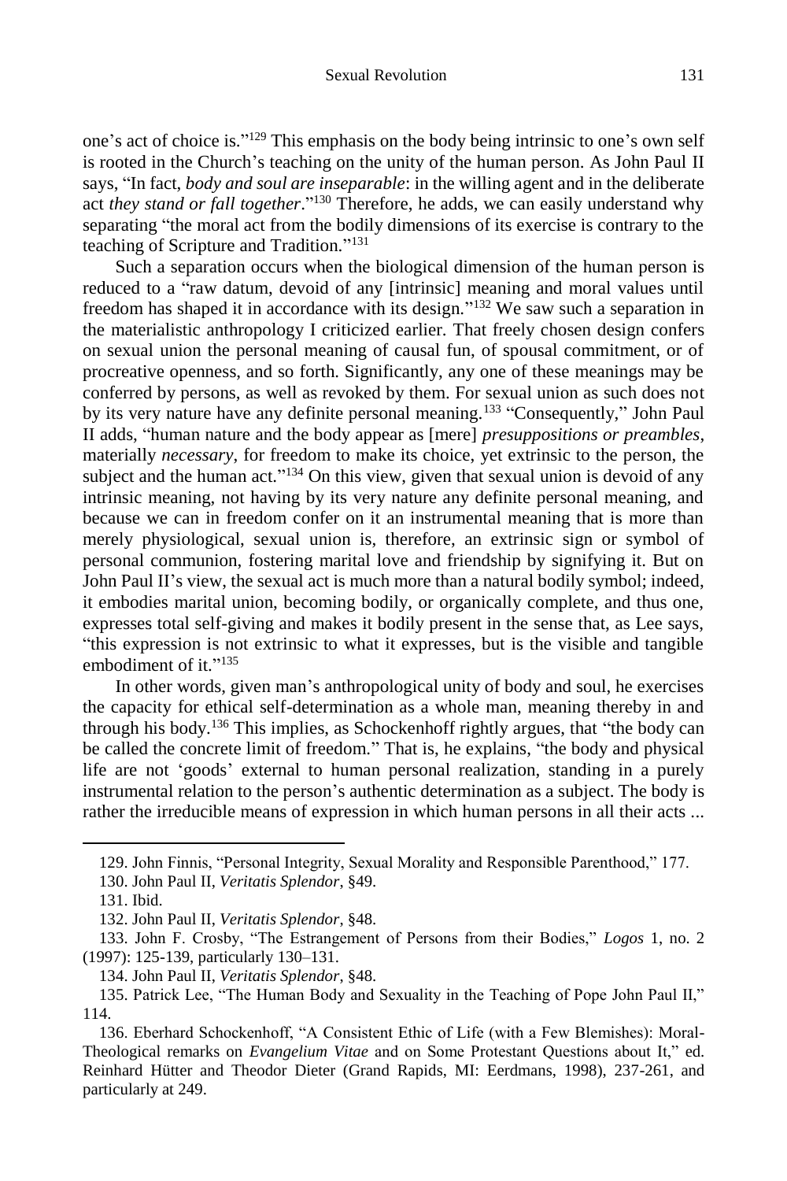one's act of choice is."[129] This emphasis on the body being intrinsic to one's own self is rooted in the Church's teaching on the unity of the human person. As John Paul II says, "In fact, *body and soul are inseparable*: in the willing agent and in the deliberate act *they stand or fall together*."[130] Therefore, he adds, we can easily understand why separating "the moral act from the bodily dimensions of its exercise is contrary to the teaching of Scripture and Tradition."[131]

Such a separation occurs when the biological dimension of the human person is reduced to a "raw datum, devoid of any [intrinsic] meaning and moral values until freedom has shaped it in accordance with its design."[132] We saw such a separation in the materialistic anthropology I criticized earlier. That freely chosen design confers on sexual union the personal meaning of causal fun, of spousal commitment, or of procreative openness, and so forth. Significantly, any one of these meanings may be conferred by persons, as well as revoked by them. For sexual union as such does not by its very nature have any definite personal meaning.[133] "Consequently," John Paul II adds, "human nature and the body appear as [mere] *presuppositions or preambles*, materially *necessary*, for freedom to make its choice, yet extrinsic to the person, the subject and the human act."[134] On this view, given that sexual union is devoid of any intrinsic meaning, not having by its very nature any definite personal meaning, and because we can in freedom confer on it an instrumental meaning that is more than merely physiological, sexual union is, therefore, an extrinsic sign or symbol of personal communion, fostering marital love and friendship by signifying it. But on John Paul II's view, the sexual act is much more than a natural bodily symbol; indeed, it embodies marital union, becoming bodily, or organically complete, and thus one, expresses total self-giving and makes it bodily present in the sense that, as Lee says, "this expression is not extrinsic to what it expresses, but is the visible and tangible embodiment of it."[135]

In other words, given man's anthropological unity of body and soul, he exercises the capacity for ethical self-determination as a whole man, meaning thereby in and through his body.[136] This implies, as Schockenhoff rightly argues, that "the body can be called the concrete limit of freedom." That is, he explains, "the body and physical life are not 'goods' external to human personal realization, standing in a purely instrumental relation to the person's authentic determination as a subject. The body is rather the irreducible means of expression in which human persons in all their acts ...

---

129. John Finnis, "Personal Integrity, Sexual Morality and Responsible Parenthood," 177.

130. John Paul II, *Veritatis Splendor*, §49.

131. Ibid.

132. John Paul II, *Veritatis Splendor*, §48.

133. John F. Crosby, "The Estrangement of Persons from their Bodies," *Logos* 1, no. 2 (1997): 125-139, particularly 130–131.

134. John Paul II, *Veritatis Splendor*, §48.

135. Patrick Lee, "The Human Body and Sexuality in the Teaching of Pope John Paul II," 114.

136. Eberhard Schockenhoff, "A Consistent Ethic of Life (with a Few Blemishes): Moral-Theological remarks on *Evangelium Vitae* and on Some Protestant Questions about It," ed. Reinhard Hütter and Theodor Dieter (Grand Rapids, MI: Eerdmans, 1998), 237-261, and particularly at 249.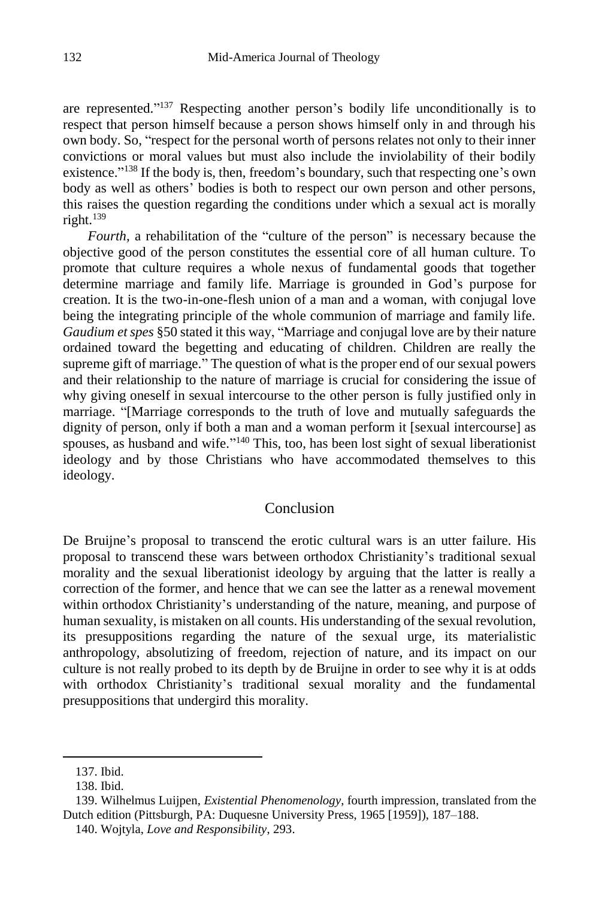are represented."[137] Respecting another person's bodily life unconditionally is to respect that person himself because a person shows himself only in and through his own body. So, "respect for the personal worth of persons relates not only to their inner convictions or moral values but must also include the inviolability of their bodily existence."[138] If the body is, then, freedom's boundary, such that respecting one's own body as well as others' bodies is both to respect our own person and other persons, this raises the question regarding the conditions under which a sexual act is morally right.[139]

*Fourth,* a rehabilitation of the "culture of the person" is necessary because the objective good of the person constitutes the essential core of all human culture. To promote that culture requires a whole nexus of fundamental goods that together determine marriage and family life. Marriage is grounded in God's purpose for creation. It is the two-in-one-flesh union of a man and a woman, with conjugal love being the integrating principle of the whole communion of marriage and family life. *Gaudium et spes* §50 stated it this way, "Marriage and conjugal love are by their nature ordained toward the begetting and educating of children. Children are really the supreme gift of marriage." The question of what is the proper end of our sexual powers and their relationship to the nature of marriage is crucial for considering the issue of why giving oneself in sexual intercourse to the other person is fully justified only in marriage. "[Marriage corresponds to the truth of love and mutually safeguards the dignity of person, only if both a man and a woman perform it [sexual intercourse] as spouses, as husband and wife."[140] This, too, has been lost sight of sexual liberationist ideology and by those Christians who have accommodated themselves to this ideology.

## Conclusion

De Bruijne's proposal to transcend the erotic cultural wars is an utter failure. His proposal to transcend these wars between orthodox Christianity's traditional sexual morality and the sexual liberationist ideology by arguing that the latter is really a correction of the former, and hence that we can see the latter as a renewal movement within orthodox Christianity's understanding of the nature, meaning, and purpose of human sexuality, is mistaken on all counts. His understanding of the sexual revolution, its presuppositions regarding the nature of the sexual urge, its materialistic anthropology, absolutizing of freedom, rejection of nature, and its impact on our culture is not really probed to its depth by de Bruijne in order to see why it is at odds with orthodox Christianity's traditional sexual morality and the fundamental presuppositions that undergird this morality.

---

137. Ibid.

138. Ibid.

139. Wilhelmus Luijpen, *Existential Phenomenology*, fourth impression, translated from the Dutch edition (Pittsburgh, PA: Duquesne University Press, 1965 [1959]), 187–188.

140. Wojtyla, *Love and Responsibility*, 293.